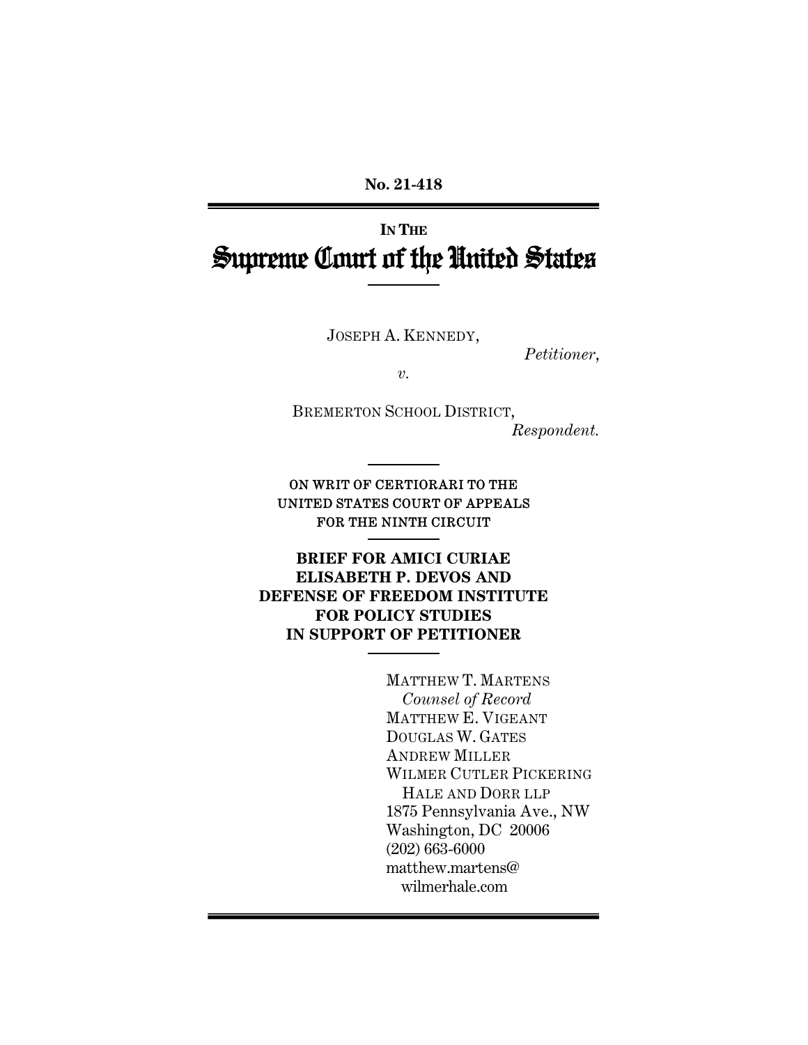**No. 21-418**

---

**IN THE**

# Supreme Court of the United States

---

JOSEPH A. KENNEDY,

*Petitioner*,

*v.*

BREMERTON SCHOOL DISTRICT,

*Respondent.*

---

ON WRIT OF CERTIORARI TO THE UNITED STATES COURT OF APPEALS FOR THE NINTH CIRCUIT

---

**BRIEF FOR AMICI CURIAE ELISABETH P. DEVOS AND DEFENSE OF FREEDOM INSTITUTE FOR POLICY STUDIES IN SUPPORT OF PETITIONER**

---

MATTHEW T. MARTENS
*Counsel of Record*
MATTHEW E. VIGEANT
DOUGLAS W. GATES
ANDREW MILLER
WILMER CUTLER PICKERING
HALE AND DORR LLP
1875 Pennsylvania Ave., NW
Washington, DC 20006
(202) 663-6000
matthew.martens@wilmerhale.com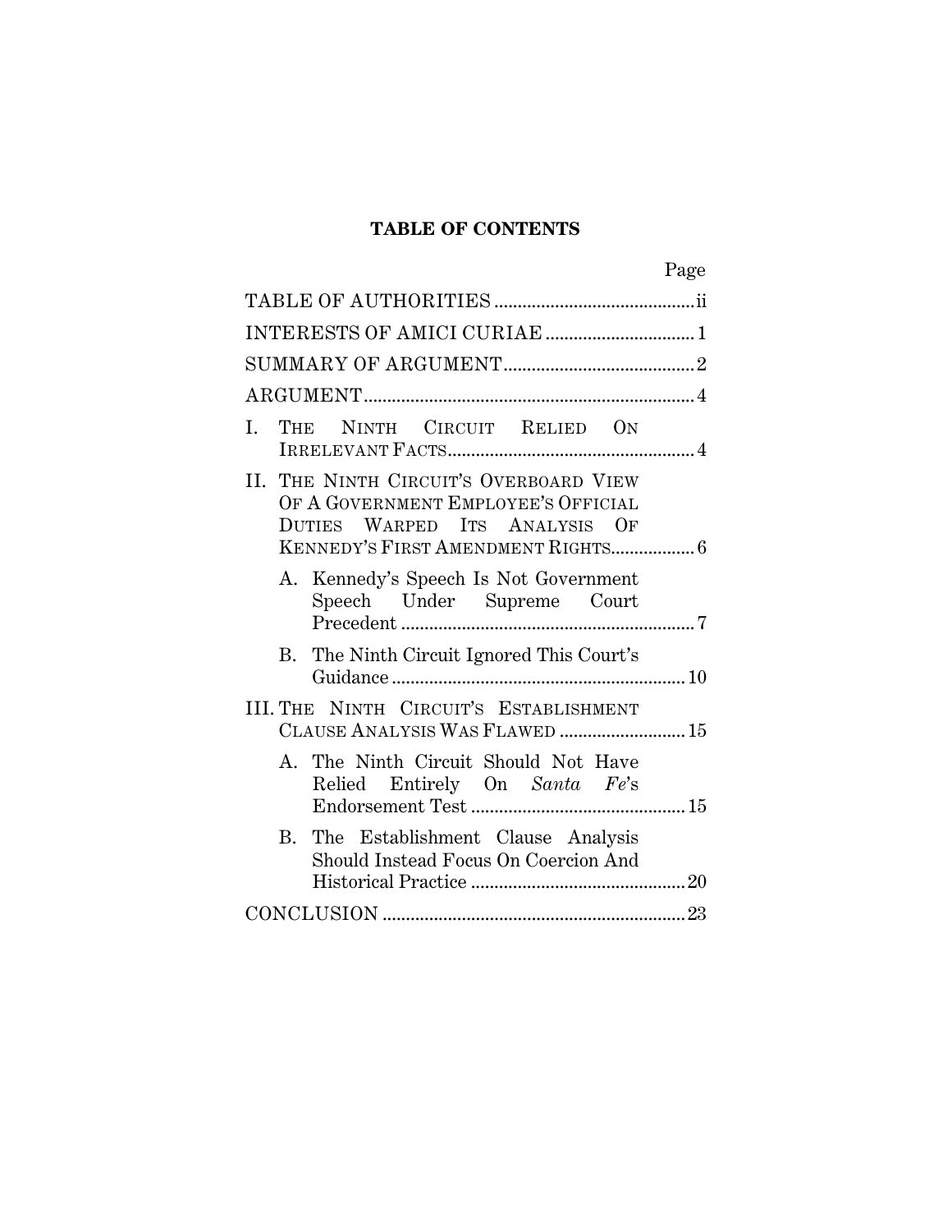# TABLE OF CONTENTS

| | Page |
|---|---|
| TABLE OF AUTHORITIES | ii |
| INTERESTS OF AMICI CURIAE | 1 |
| SUMMARY OF ARGUMENT | 2 |
| ARGUMENT | 4 |
| I. THE NINTH CIRCUIT RELIED ON IRRELEVANT FACTS | 4 |
| II. THE NINTH CIRCUIT'S OVERBOARD VIEW OF A GOVERNMENT EMPLOYEE'S OFFICIAL DUTIES WARPED ITS ANALYSIS OF KENNEDY'S FIRST AMENDMENT RIGHTS | 6 |
| A. Kennedy's Speech Is Not Government Speech Under Supreme Court Precedent | 7 |
| B. The Ninth Circuit Ignored This Court's Guidance | 10 |
| III. THE NINTH CIRCUIT'S ESTABLISHMENT CLAUSE ANALYSIS WAS FLAWED | 15 |
| A. The Ninth Circuit Should Not Have Relied Entirely On *Santa Fe*'s Endorsement Test | 15 |
| B. The Establishment Clause Analysis Should Instead Focus On Coercion And Historical Practice | 20 |
| CONCLUSION | 23 |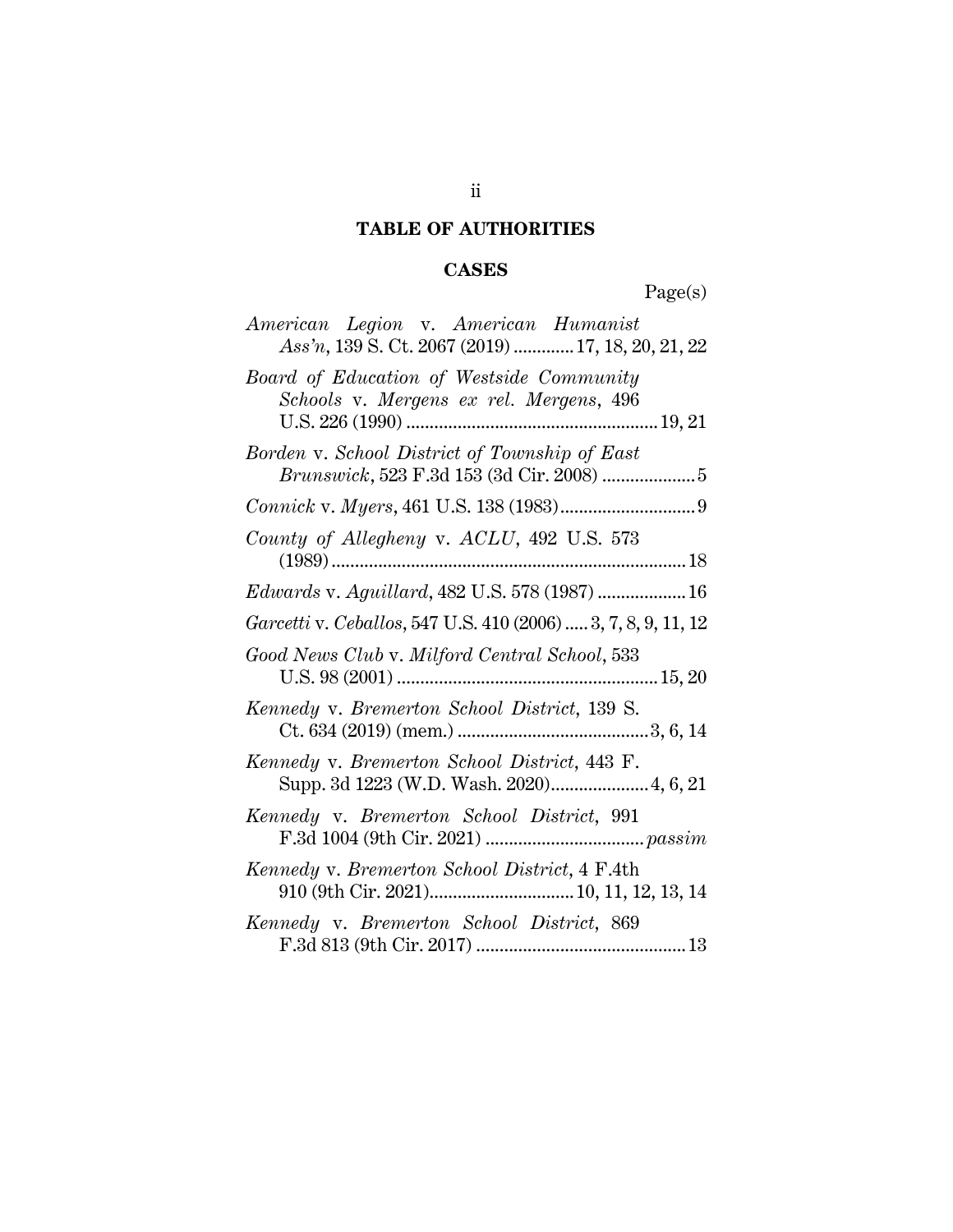# TABLE OF AUTHORITIES

## CASES

Page(s)

*American Legion* v. *American Humanist Ass'n*, 139 S. Ct. 2067 (2019) ............ 17, 18, 20, 21, 22

*Board of Education of Westside Community Schools* v. *Mergens ex rel. Mergens*, 496 U.S. 226 (1990) ...................................................... 19, 21

*Borden* v. *School District of Township of East Brunswick*, 523 F.3d 153 (3d Cir. 2008) .................... 5

*Connick* v. *Myers*, 461 U.S. 138 (1983) ............................. 9

*County of Allegheny* v. *ACLU*, 492 U.S. 573 (1989) ........................................................................... 18

*Edwards* v. *Aguillard*, 482 U.S. 578 (1987) ................... 16

*Garcetti* v. *Ceballos*, 547 U.S. 410 (2006) ..... 3, 7, 8, 9, 11, 12

*Good News Club* v. *Milford Central School*, 533 U.S. 98 (2001) ....................................................... 15, 20

*Kennedy* v. *Bremerton School District*, 139 S. Ct. 634 (2019) (mem.) ......................................... 3, 6, 14

*Kennedy* v. *Bremerton School District*, 443 F. Supp. 3d 1223 (W.D. Wash. 2020)..................... 4, 6, 21

*Kennedy* v. *Bremerton School District*, 991 F.3d 1004 (9th Cir. 2021) ................................. *passim*

*Kennedy* v. *Bremerton School District*, 4 F.4th 910 (9th Cir. 2021)............................... 10, 11, 12, 13, 14

*Kennedy* v. *Bremerton School District*, 869 F.3d 813 (9th Cir. 2017) ............................................ 13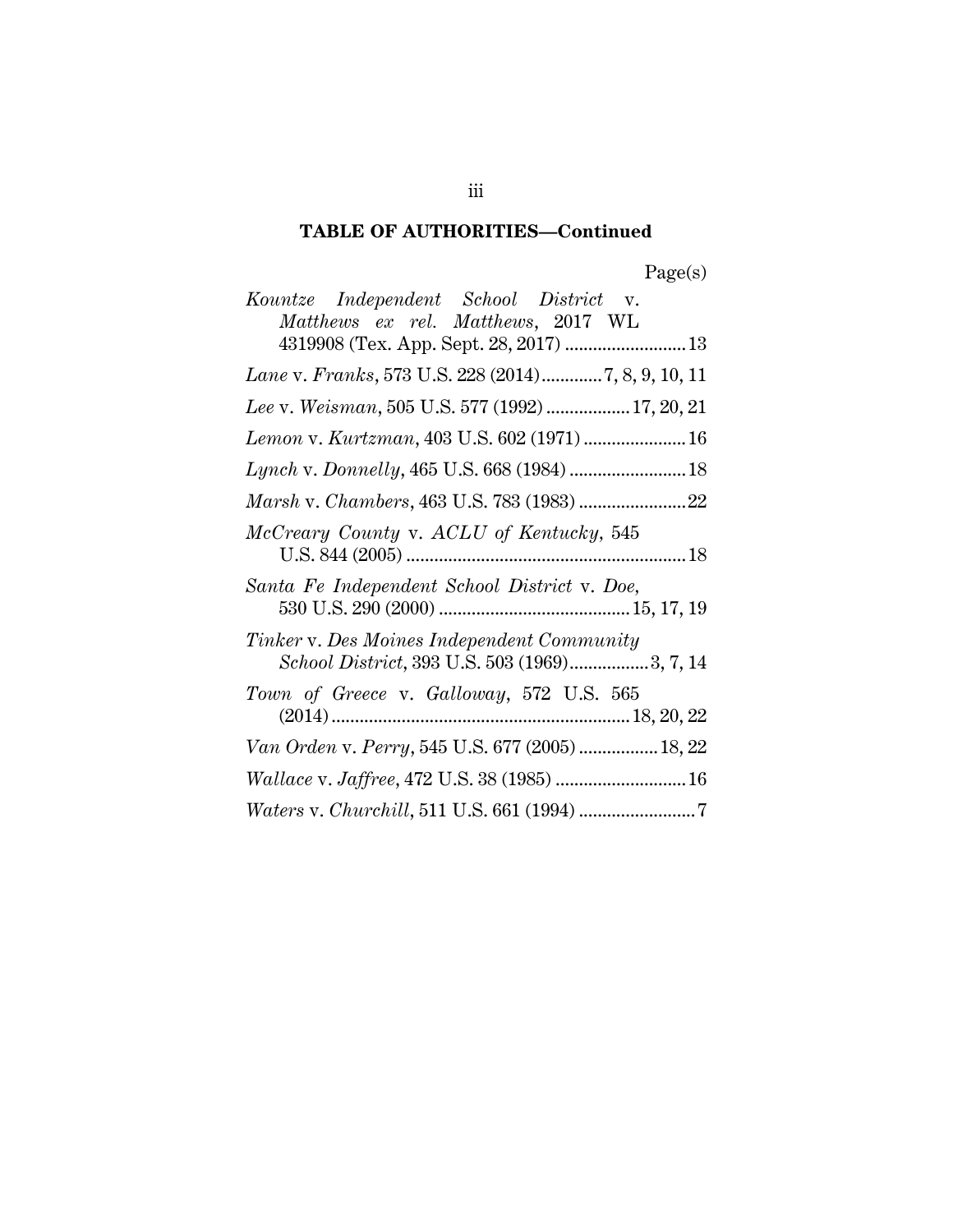**TABLE OF AUTHORITIES—Continued**

Page(s)

*Kountze Independent School District* v. *Matthews ex rel. Matthews*, 2017 WL 4319908 (Tex. App. Sept. 28, 2017) .......................... 13

*Lane* v. *Franks*, 573 U.S. 228 (2014) ............ 7, 8, 9, 10, 11

*Lee* v. *Weisman*, 505 U.S. 577 (1992) .................. 17, 20, 21

*Lemon* v. *Kurtzman*, 403 U.S. 602 (1971) ...................... 16

*Lynch* v. *Donnelly*, 465 U.S. 668 (1984) ......................... 18

*Marsh* v. *Chambers*, 463 U.S. 783 (1983) ....................... 22

*McCreary County* v. *ACLU of Kentucky*, 545 U.S. 844 (2005) ............................................................ 18

*Santa Fe Independent School District* v. *Doe*, 530 U.S. 290 (2000) ......................................... 15, 17, 19

*Tinker* v. *Des Moines Independent Community School District*, 393 U.S. 503 (1969) ................. 3, 7, 14

*Town of Greece* v. *Galloway*, 572 U.S. 565 (2014) ............................................................... 18, 20, 22

*Van Orden* v. *Perry*, 545 U.S. 677 (2005) ................. 18, 22

*Wallace* v. *Jaffree*, 472 U.S. 38 (1985) ............................ 16

*Waters* v. *Churchill*, 511 U.S. 661 (1994) ......................... 7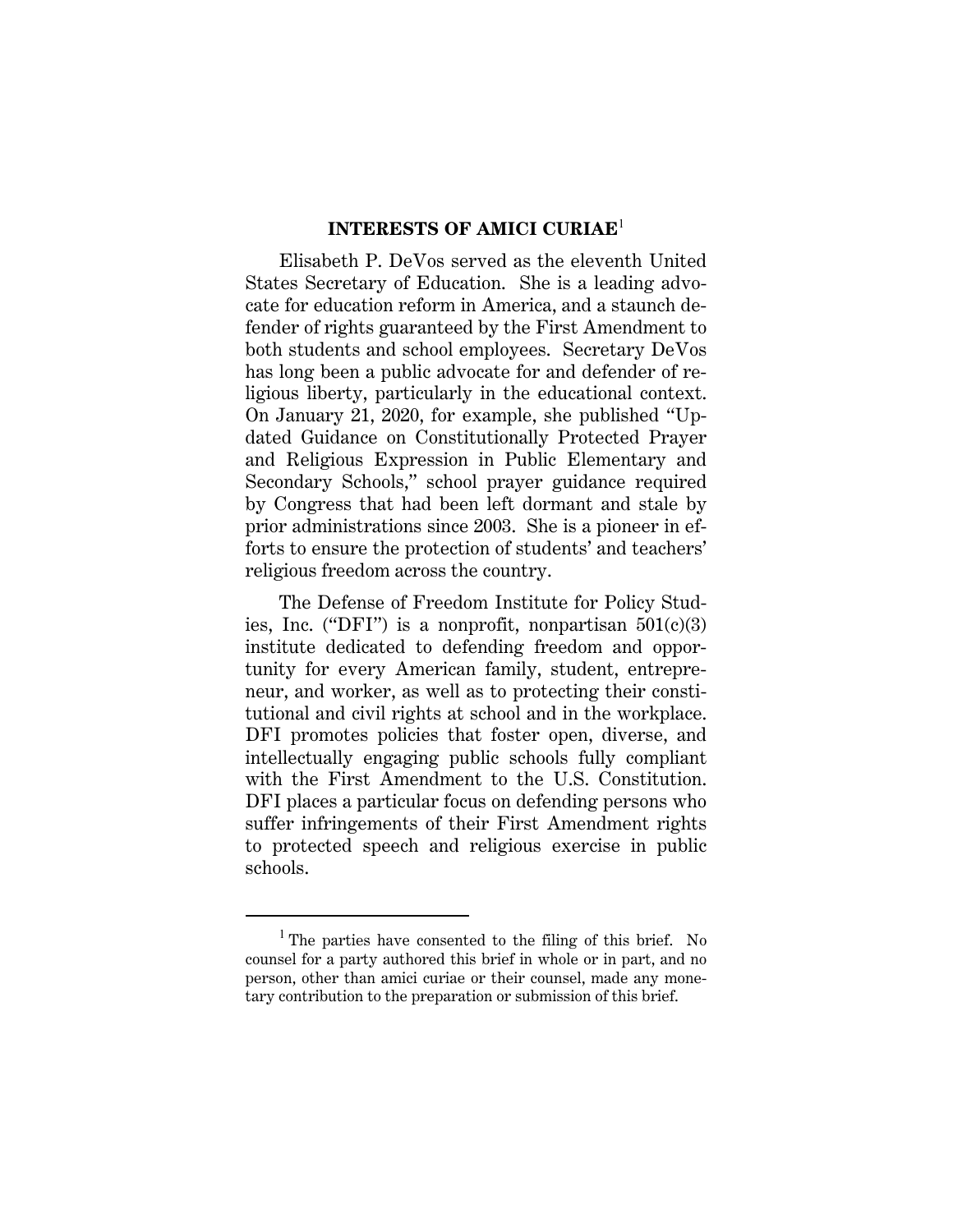## INTERESTS OF AMICI CURIAE[1]

Elisabeth P. DeVos served as the eleventh United States Secretary of Education. She is a leading advocate for education reform in America, and a staunch defender of rights guaranteed by the First Amendment to both students and school employees. Secretary DeVos has long been a public advocate for and defender of religious liberty, particularly in the educational context. On January 21, 2020, for example, she published "Updated Guidance on Constitutionally Protected Prayer and Religious Expression in Public Elementary and Secondary Schools," school prayer guidance required by Congress that had been left dormant and stale by prior administrations since 2003. She is a pioneer in efforts to ensure the protection of students' and teachers' religious freedom across the country.

The Defense of Freedom Institute for Policy Studies, Inc. ("DFI") is a nonprofit, nonpartisan 501(c)(3) institute dedicated to defending freedom and opportunity for every American family, student, entrepreneur, and worker, as well as to protecting their constitutional and civil rights at school and in the workplace. DFI promotes policies that foster open, diverse, and intellectually engaging public schools fully compliant with the First Amendment to the U.S. Constitution. DFI places a particular focus on defending persons who suffer infringements of their First Amendment rights to protected speech and religious exercise in public schools.

---

[1] The parties have consented to the filing of this brief. No counsel for a party authored this brief in whole or in part, and no person, other than amici curiae or their counsel, made any monetary contribution to the preparation or submission of this brief.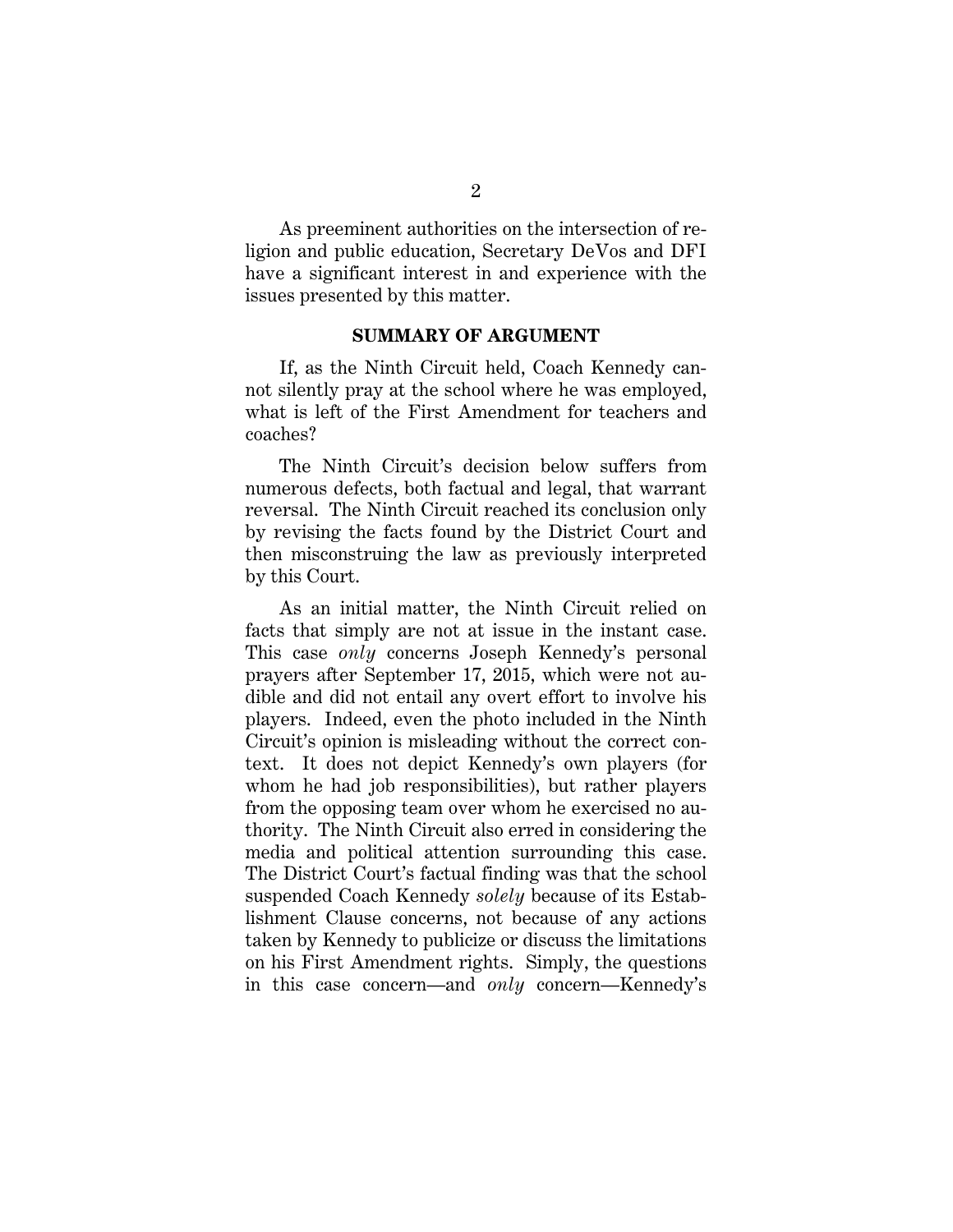As preeminent authorities on the intersection of religion and public education, Secretary DeVos and DFI have a significant interest in and experience with the issues presented by this matter.

## SUMMARY OF ARGUMENT

If, as the Ninth Circuit held, Coach Kennedy cannot silently pray at the school where he was employed, what is left of the First Amendment for teachers and coaches?

The Ninth Circuit's decision below suffers from numerous defects, both factual and legal, that warrant reversal. The Ninth Circuit reached its conclusion only by revising the facts found by the District Court and then misconstruing the law as previously interpreted by this Court.

As an initial matter, the Ninth Circuit relied on facts that simply are not at issue in the instant case. This case *only* concerns Joseph Kennedy's personal prayers after September 17, 2015, which were not audible and did not entail any overt effort to involve his players. Indeed, even the photo included in the Ninth Circuit's opinion is misleading without the correct context. It does not depict Kennedy's own players (for whom he had job responsibilities), but rather players from the opposing team over whom he exercised no authority. The Ninth Circuit also erred in considering the media and political attention surrounding this case. The District Court's factual finding was that the school suspended Coach Kennedy *solely* because of its Establishment Clause concerns, not because of any actions taken by Kennedy to publicize or discuss the limitations on his First Amendment rights. Simply, the questions in this case concern—and *only* concern—Kennedy's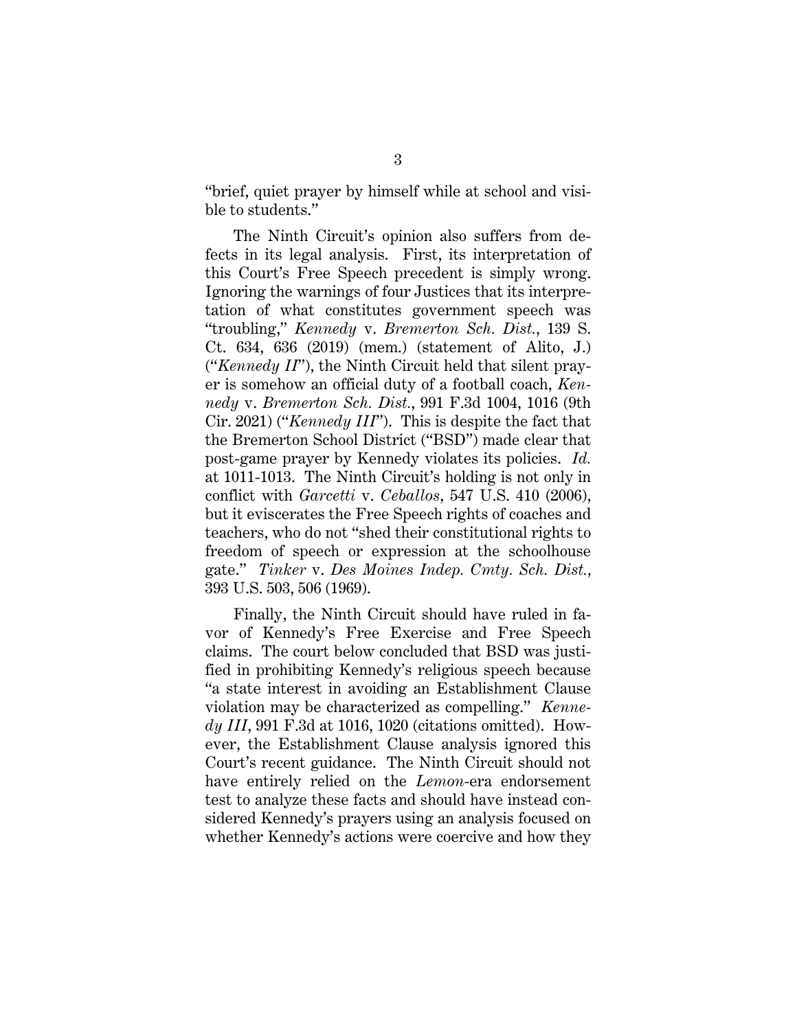"brief, quiet prayer by himself while at school and visible to students."

The Ninth Circuit's opinion also suffers from defects in its legal analysis. First, its interpretation of this Court's Free Speech precedent is simply wrong. Ignoring the warnings of four Justices that its interpretation of what constitutes government speech was "troubling," *Kennedy* v. *Bremerton Sch. Dist.*, 139 S. Ct. 634, 636 (2019) (mem.) (statement of Alito, J.) ("*Kennedy II*"), the Ninth Circuit held that silent prayer is somehow an official duty of a football coach, *Kennedy* v. *Bremerton Sch. Dist.*, 991 F.3d 1004, 1016 (9th Cir. 2021) ("*Kennedy III*"). This is despite the fact that the Bremerton School District ("BSD") made clear that post-game prayer by Kennedy violates its policies. *Id.* at 1011-1013. The Ninth Circuit's holding is not only in conflict with *Garcetti* v. *Ceballos*, 547 U.S. 410 (2006), but it eviscerates the Free Speech rights of coaches and teachers, who do not "shed their constitutional rights to freedom of speech or expression at the schoolhouse gate." *Tinker* v. *Des Moines Indep. Cmty. Sch. Dist.*, 393 U.S. 503, 506 (1969).

Finally, the Ninth Circuit should have ruled in favor of Kennedy's Free Exercise and Free Speech claims. The court below concluded that BSD was justified in prohibiting Kennedy's religious speech because "a state interest in avoiding an Establishment Clause violation may be characterized as compelling." *Kennedy III*, 991 F.3d at 1016, 1020 (citations omitted). However, the Establishment Clause analysis ignored this Court's recent guidance. The Ninth Circuit should not have entirely relied on the *Lemon*-era endorsement test to analyze these facts and should have instead considered Kennedy's prayers using an analysis focused on whether Kennedy's actions were coercive and how they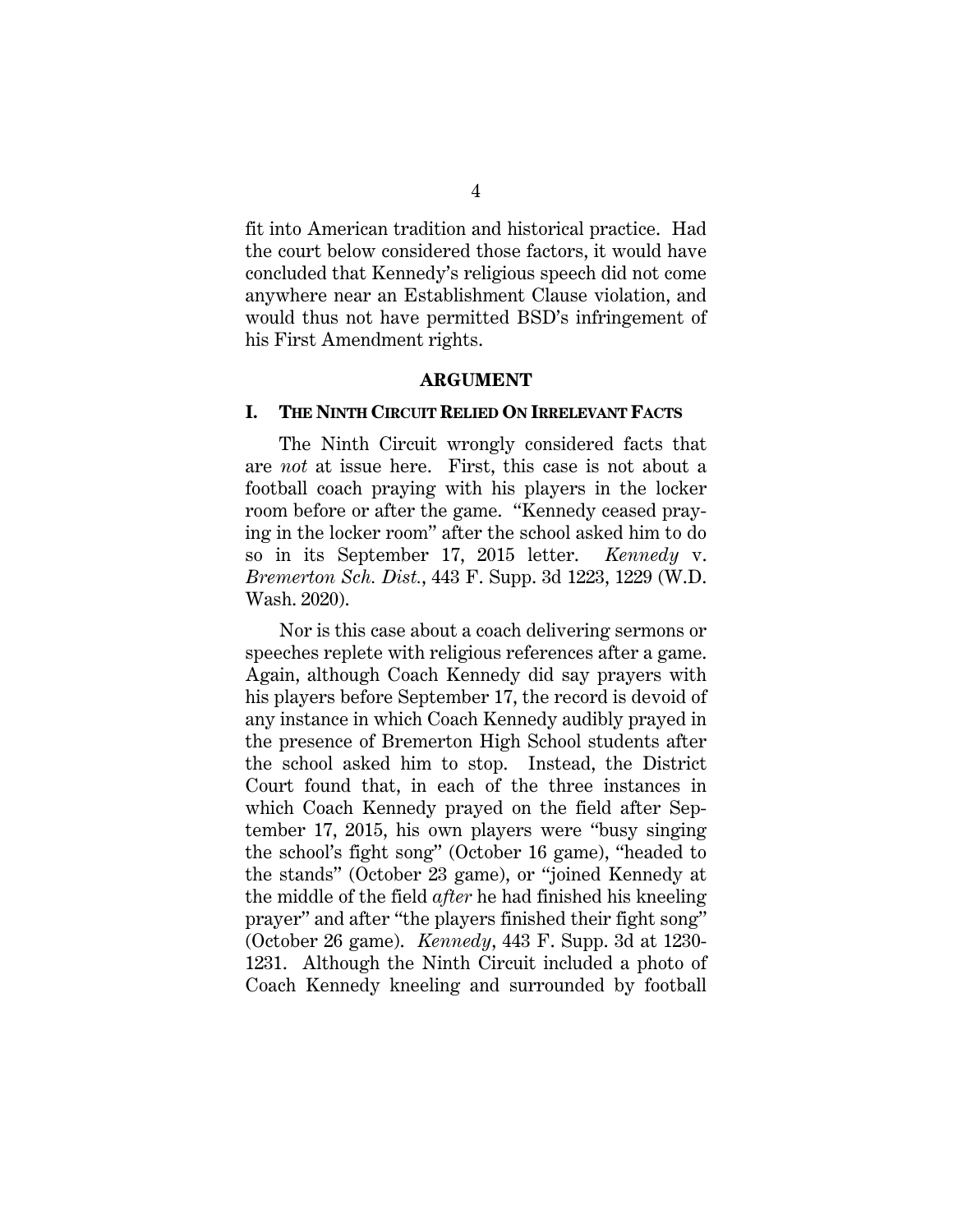fit into American tradition and historical practice. Had the court below considered those factors, it would have concluded that Kennedy's religious speech did not come anywhere near an Establishment Clause violation, and would thus not have permitted BSD's infringement of his First Amendment rights.

## ARGUMENT

### I. THE NINTH CIRCUIT RELIED ON IRRELEVANT FACTS

The Ninth Circuit wrongly considered facts that are *not* at issue here. First, this case is not about a football coach praying with his players in the locker room before or after the game. "Kennedy ceased praying in the locker room" after the school asked him to do so in its September 17, 2015 letter. *Kennedy* v. *Bremerton Sch. Dist.*, 443 F. Supp. 3d 1223, 1229 (W.D. Wash. 2020).

Nor is this case about a coach delivering sermons or speeches replete with religious references after a game. Again, although Coach Kennedy did say prayers with his players before September 17, the record is devoid of any instance in which Coach Kennedy audibly prayed in the presence of Bremerton High School students after the school asked him to stop. Instead, the District Court found that, in each of the three instances in which Coach Kennedy prayed on the field after September 17, 2015, his own players were "busy singing the school's fight song" (October 16 game), "headed to the stands" (October 23 game), or "joined Kennedy at the middle of the field *after* he had finished his kneeling prayer" and after "the players finished their fight song" (October 26 game). *Kennedy*, 443 F. Supp. 3d at 1230-1231. Although the Ninth Circuit included a photo of Coach Kennedy kneeling and surrounded by football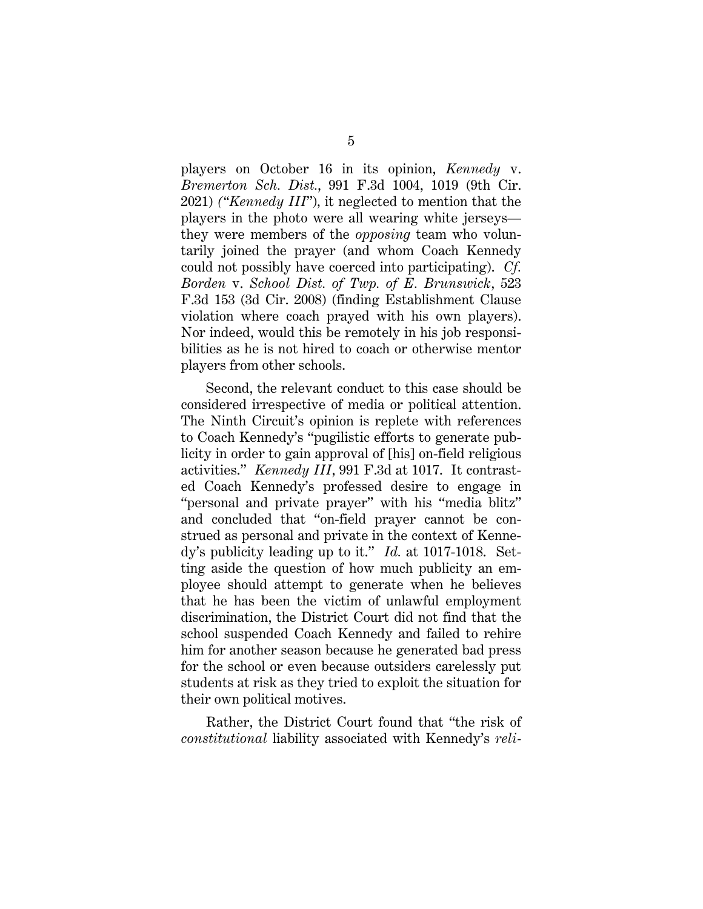players on October 16 in its opinion, *Kennedy* v. *Bremerton Sch. Dist.*, 991 F.3d 1004, 1019 (9th Cir. 2021) ("*Kennedy III*"), it neglected to mention that the players in the photo were all wearing white jerseys—they were members of the *opposing* team who voluntarily joined the prayer (and whom Coach Kennedy could not possibly have coerced into participating). *Cf. Borden* v. *School Dist. of Twp. of E. Brunswick*, 523 F.3d 153 (3d Cir. 2008) (finding Establishment Clause violation where coach prayed with his own players). Nor indeed, would this be remotely in his job responsibilities as he is not hired to coach or otherwise mentor players from other schools.

Second, the relevant conduct to this case should be considered irrespective of media or political attention. The Ninth Circuit's opinion is replete with references to Coach Kennedy's "pugilistic efforts to generate publicity in order to gain approval of [his] on-field religious activities." *Kennedy III*, 991 F.3d at 1017. It contrasted Coach Kennedy's professed desire to engage in "personal and private prayer" with his "media blitz" and concluded that "on-field prayer cannot be construed as personal and private in the context of Kennedy's publicity leading up to it." *Id.* at 1017-1018. Setting aside the question of how much publicity an employee should attempt to generate when he believes that he has been the victim of unlawful employment discrimination, the District Court did not find that the school suspended Coach Kennedy and failed to rehire him for another season because he generated bad press for the school or even because outsiders carelessly put students at risk as they tried to exploit the situation for their own political motives.

Rather, the District Court found that "the risk of *constitutional* liability associated with Kennedy's *reli-*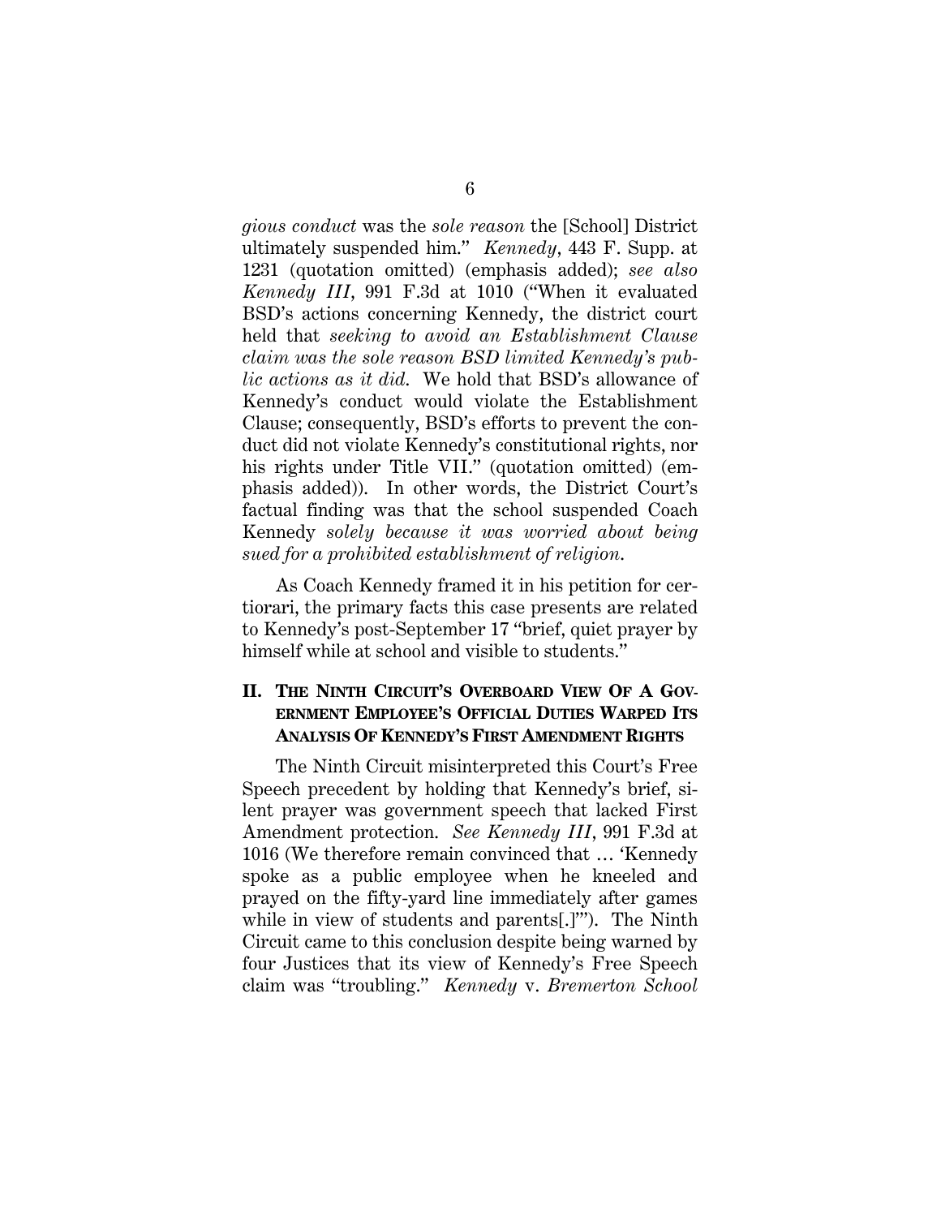*gious conduct* was the *sole reason* the [School] District ultimately suspended him." *Kennedy*, 443 F. Supp. at 1231 (quotation omitted) (emphasis added); *see also Kennedy III*, 991 F.3d at 1010 ("When it evaluated BSD's actions concerning Kennedy, the district court held that *seeking to avoid an Establishment Clause claim was the sole reason BSD limited Kennedy's public actions as it did*. We hold that BSD's allowance of Kennedy's conduct would violate the Establishment Clause; consequently, BSD's efforts to prevent the conduct did not violate Kennedy's constitutional rights, nor his rights under Title VII." (quotation omitted) (emphasis added)). In other words, the District Court's factual finding was that the school suspended Coach Kennedy *solely because it was worried about being sued for a prohibited establishment of religion*.

As Coach Kennedy framed it in his petition for certiorari, the primary facts this case presents are related to Kennedy's post-September 17 "brief, quiet prayer by himself while at school and visible to students."

## II. THE NINTH CIRCUIT'S OVERBOARD VIEW OF A GOVERNMENT EMPLOYEE'S OFFICIAL DUTIES WARPED ITS ANALYSIS OF KENNEDY'S FIRST AMENDMENT RIGHTS

The Ninth Circuit misinterpreted this Court's Free Speech precedent by holding that Kennedy's brief, silent prayer was government speech that lacked First Amendment protection. *See Kennedy III*, 991 F.3d at 1016 (We therefore remain convinced that … 'Kennedy spoke as a public employee when he kneeled and prayed on the fifty-yard line immediately after games while in view of students and parents[.]'"). The Ninth Circuit came to this conclusion despite being warned by four Justices that its view of Kennedy's Free Speech claim was "troubling." *Kennedy* v. *Bremerton School*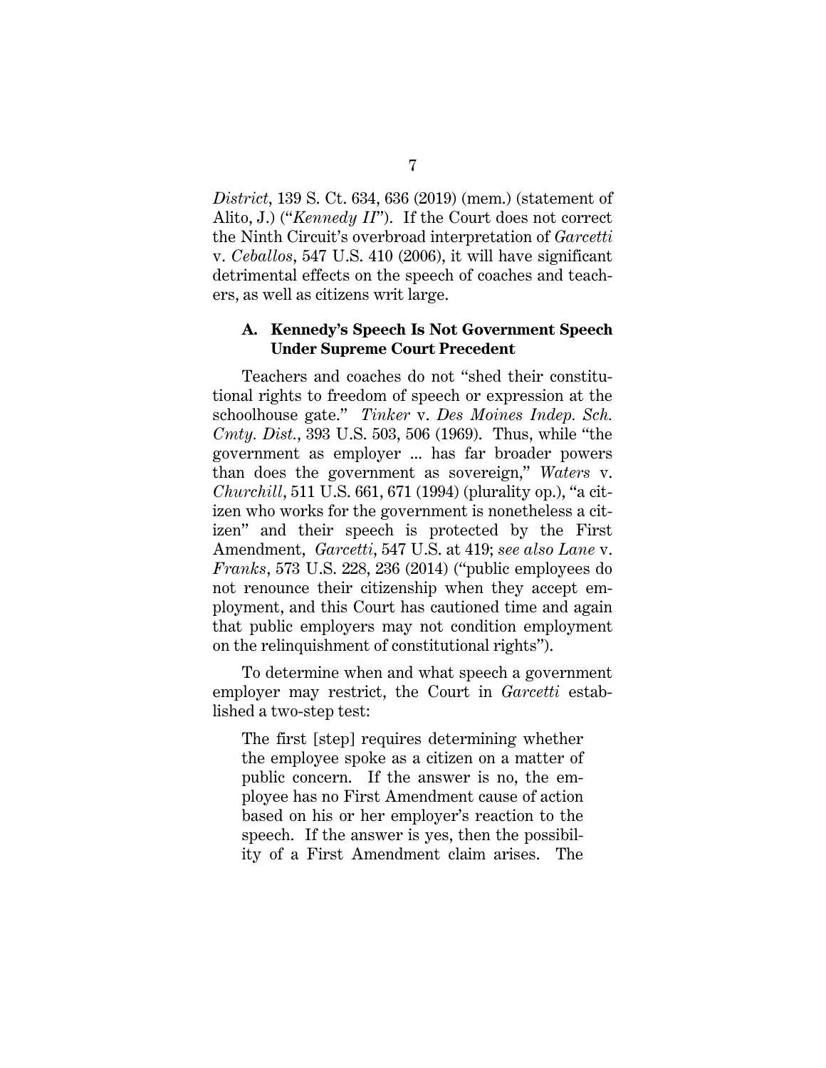*District*, 139 S. Ct. 634, 636 (2019) (mem.) (statement of Alito, J.) ("*Kennedy II*"). If the Court does not correct the Ninth Circuit's overbroad interpretation of *Garcetti* v. *Ceballos*, 547 U.S. 410 (2006), it will have significant detrimental effects on the speech of coaches and teachers, as well as citizens writ large.

### A. Kennedy's Speech Is Not Government Speech Under Supreme Court Precedent

Teachers and coaches do not "shed their constitutional rights to freedom of speech or expression at the schoolhouse gate." *Tinker* v. *Des Moines Indep. Sch. Cmty. Dist.*, 393 U.S. 503, 506 (1969). Thus, while "the government as employer ... has far broader powers than does the government as sovereign," *Waters* v. *Churchill*, 511 U.S. 661, 671 (1994) (plurality op.), "a citizen who works for the government is nonetheless a citizen" and their speech is protected by the First Amendment, *Garcetti*, 547 U.S. at 419; *see also Lane* v. *Franks*, 573 U.S. 228, 236 (2014) ("public employees do not renounce their citizenship when they accept employment, and this Court has cautioned time and again that public employers may not condition employment on the relinquishment of constitutional rights").

To determine when and what speech a government employer may restrict, the Court in *Garcetti* established a two-step test:

> The first [step] requires determining whether the employee spoke as a citizen on a matter of public concern. If the answer is no, the employee has no First Amendment cause of action based on his or her employer's reaction to the speech. If the answer is yes, then the possibility of a First Amendment claim arises. The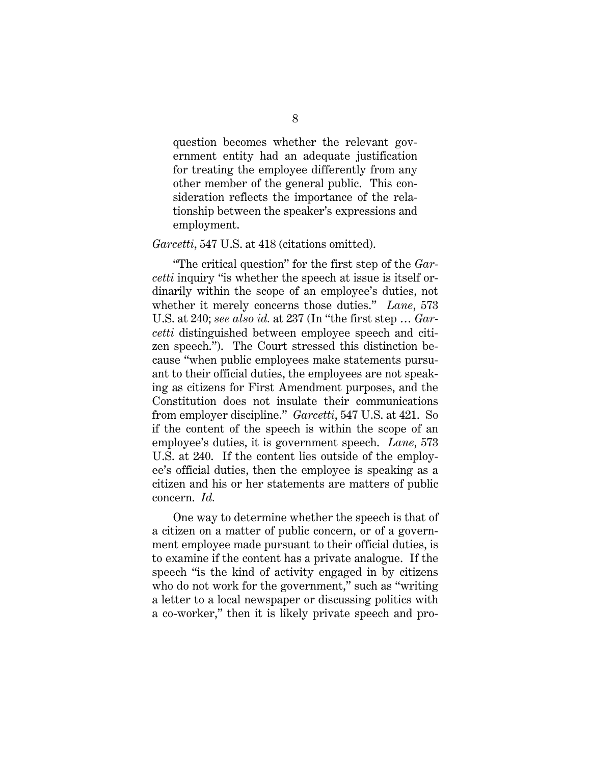> question becomes whether the relevant government entity had an adequate justification for treating the employee differently from any other member of the general public. This consideration reflects the importance of the relationship between the speaker's expressions and employment.

*Garcetti*, 547 U.S. at 418 (citations omitted).

"The critical question" for the first step of the *Garcetti* inquiry "is whether the speech at issue is itself ordinarily within the scope of an employee's duties, not whether it merely concerns those duties." *Lane*, 573 U.S. at 240; *see also id.* at 237 (In "the first step … *Garcetti* distinguished between employee speech and citizen speech."). The Court stressed this distinction because "when public employees make statements pursuant to their official duties, the employees are not speaking as citizens for First Amendment purposes, and the Constitution does not insulate their communications from employer discipline." *Garcetti*, 547 U.S. at 421. So if the content of the speech is within the scope of an employee's duties, it is government speech. *Lane*, 573 U.S. at 240. If the content lies outside of the employee's official duties, then the employee is speaking as a citizen and his or her statements are matters of public concern. *Id.*

One way to determine whether the speech is that of a citizen on a matter of public concern, or of a government employee made pursuant to their official duties, is to examine if the content has a private analogue. If the speech "is the kind of activity engaged in by citizens who do not work for the government," such as "writing a letter to a local newspaper or discussing politics with a co-worker," then it is likely private speech and pro-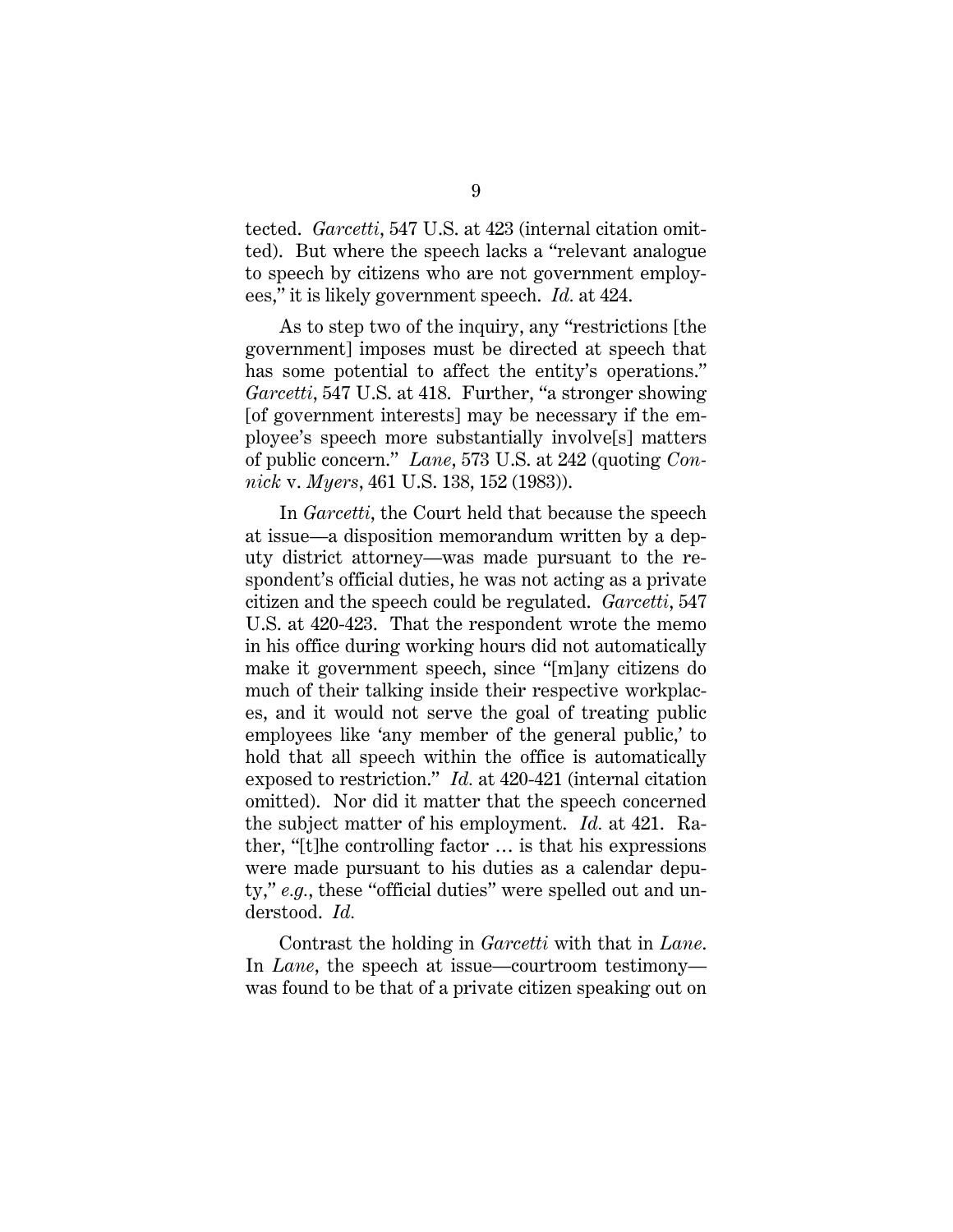tected. *Garcetti*, 547 U.S. at 423 (internal citation omitted). But where the speech lacks a "relevant analogue to speech by citizens who are not government employees," it is likely government speech. *Id.* at 424.

As to step two of the inquiry, any "restrictions [the government] imposes must be directed at speech that has some potential to affect the entity's operations." *Garcetti*, 547 U.S. at 418. Further, "a stronger showing [of government interests] may be necessary if the employee's speech more substantially involve[s] matters of public concern." *Lane*, 573 U.S. at 242 (quoting *Connick* v. *Myers*, 461 U.S. 138, 152 (1983)).

In *Garcetti*, the Court held that because the speech at issue—a disposition memorandum written by a deputy district attorney—was made pursuant to the respondent's official duties, he was not acting as a private citizen and the speech could be regulated. *Garcetti*, 547 U.S. at 420-423. That the respondent wrote the memo in his office during working hours did not automatically make it government speech, since "[m]any citizens do much of their talking inside their respective workplaces, and it would not serve the goal of treating public employees like 'any member of the general public,' to hold that all speech within the office is automatically exposed to restriction." *Id.* at 420-421 (internal citation omitted). Nor did it matter that the speech concerned the subject matter of his employment. *Id.* at 421. Rather, "[t]he controlling factor … is that his expressions were made pursuant to his duties as a calendar deputy," *e.g.*, these "official duties" were spelled out and understood. *Id.*

Contrast the holding in *Garcetti* with that in *Lane*. In *Lane*, the speech at issue—courtroom testimony—was found to be that of a private citizen speaking out on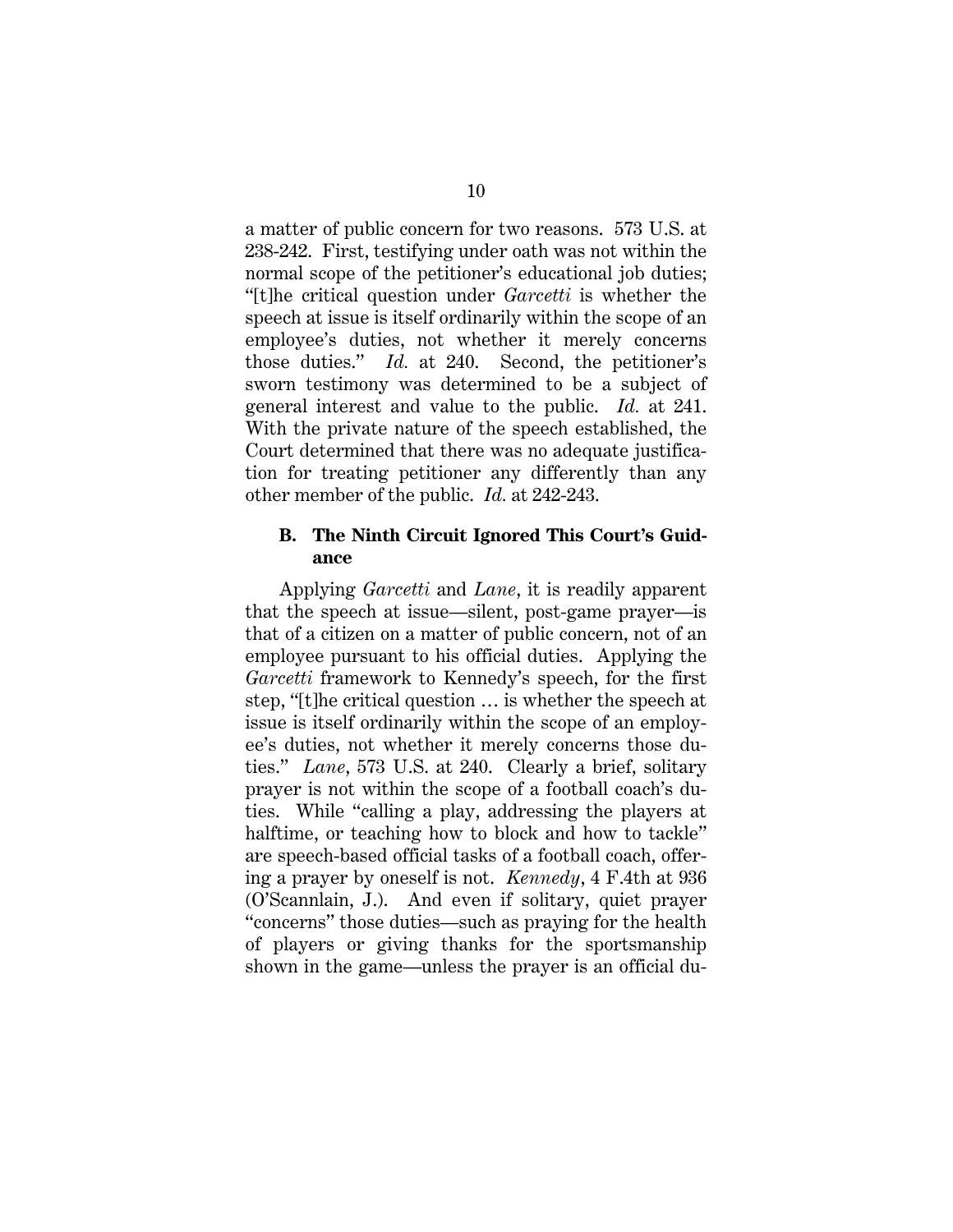a matter of public concern for two reasons. 573 U.S. at 238-242. First, testifying under oath was not within the normal scope of the petitioner's educational job duties; "[t]he critical question under *Garcetti* is whether the speech at issue is itself ordinarily within the scope of an employee's duties, not whether it merely concerns those duties." *Id.* at 240. Second, the petitioner's sworn testimony was determined to be a subject of general interest and value to the public. *Id.* at 241. With the private nature of the speech established, the Court determined that there was no adequate justification for treating petitioner any differently than any other member of the public. *Id.* at 242-243.

### B. The Ninth Circuit Ignored This Court's Guidance

Applying *Garcetti* and *Lane*, it is readily apparent that the speech at issue—silent, post-game prayer—is that of a citizen on a matter of public concern, not of an employee pursuant to his official duties. Applying the *Garcetti* framework to Kennedy's speech, for the first step, "[t]he critical question … is whether the speech at issue is itself ordinarily within the scope of an employee's duties, not whether it merely concerns those duties." *Lane*, 573 U.S. at 240. Clearly a brief, solitary prayer is not within the scope of a football coach's duties. While "calling a play, addressing the players at halftime, or teaching how to block and how to tackle" are speech-based official tasks of a football coach, offering a prayer by oneself is not. *Kennedy*, 4 F.4th at 936 (O'Scannlain, J.). And even if solitary, quiet prayer "concerns" those duties—such as praying for the health of players or giving thanks for the sportsmanship shown in the game—unless the prayer is an official du-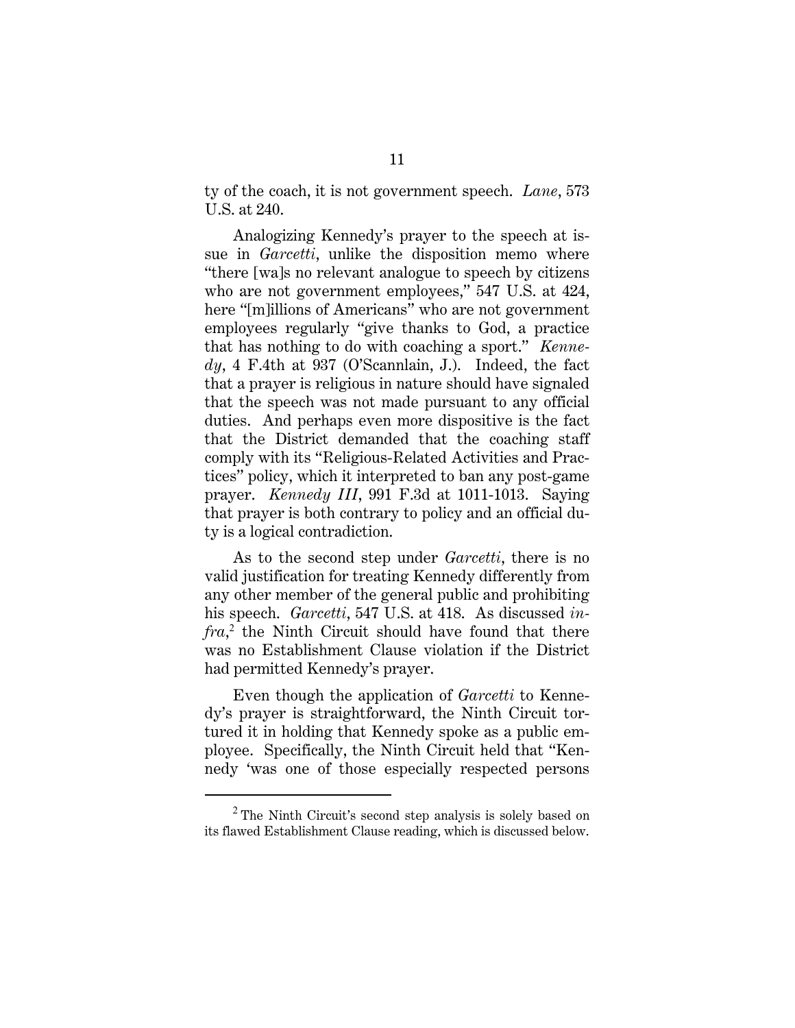ty of the coach, it is not government speech. *Lane*, 573 U.S. at 240.

Analogizing Kennedy's prayer to the speech at issue in *Garcetti*, unlike the disposition memo where "there [wa]s no relevant analogue to speech by citizens who are not government employees," 547 U.S. at 424, here "[m]illions of Americans" who are not government employees regularly "give thanks to God, a practice that has nothing to do with coaching a sport." *Kennedy*, 4 F.4th at 937 (O'Scannlain, J.). Indeed, the fact that a prayer is religious in nature should have signaled that the speech was not made pursuant to any official duties. And perhaps even more dispositive is the fact that the District demanded that the coaching staff comply with its "Religious-Related Activities and Practices" policy, which it interpreted to ban any post-game prayer. *Kennedy III*, 991 F.3d at 1011-1013. Saying that prayer is both contrary to policy and an official duty is a logical contradiction.

As to the second step under *Garcetti*, there is no valid justification for treating Kennedy differently from any other member of the general public and prohibiting his speech. *Garcetti*, 547 U.S. at 418. As discussed *infra*,[2] the Ninth Circuit should have found that there was no Establishment Clause violation if the District had permitted Kennedy's prayer.

Even though the application of *Garcetti* to Kennedy's prayer is straightforward, the Ninth Circuit tortured it in holding that Kennedy spoke as a public employee. Specifically, the Ninth Circuit held that "Kennedy 'was one of those especially respected persons

[2] The Ninth Circuit's second step analysis is solely based on its flawed Establishment Clause reading, which is discussed below.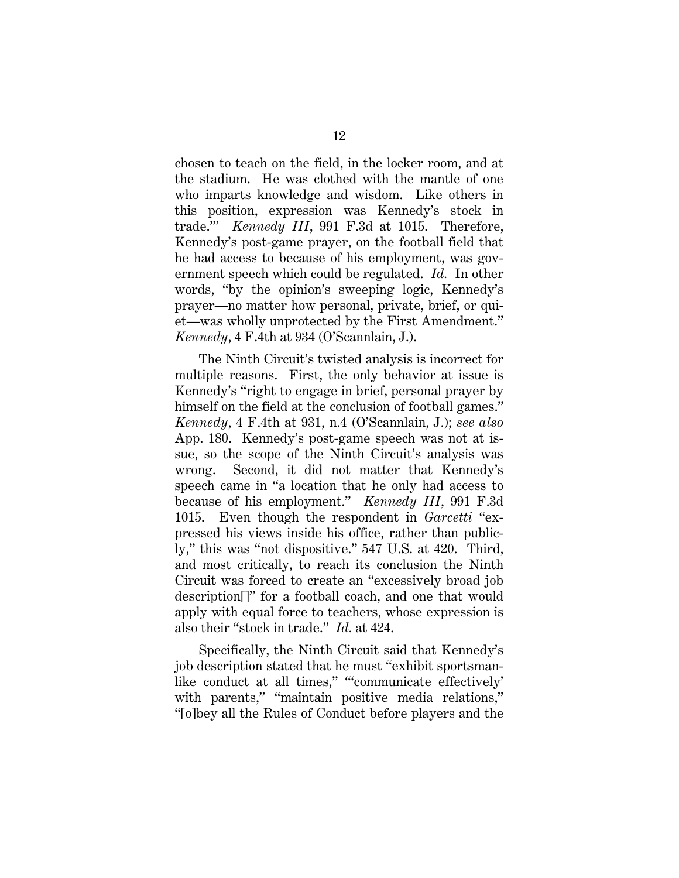chosen to teach on the field, in the locker room, and at the stadium. He was clothed with the mantle of one who imparts knowledge and wisdom. Like others in this position, expression was Kennedy's stock in trade.'" *Kennedy III*, 991 F.3d at 1015. Therefore, Kennedy's post-game prayer, on the football field that he had access to because of his employment, was government speech which could be regulated. *Id.* In other words, "by the opinion's sweeping logic, Kennedy's prayer—no matter how personal, private, brief, or quiet—was wholly unprotected by the First Amendment." *Kennedy*, 4 F.4th at 934 (O'Scannlain, J.).

The Ninth Circuit's twisted analysis is incorrect for multiple reasons. First, the only behavior at issue is Kennedy's "right to engage in brief, personal prayer by himself on the field at the conclusion of football games." *Kennedy*, 4 F.4th at 931, n.4 (O'Scannlain, J.); *see also* App. 180. Kennedy's post-game speech was not at issue, so the scope of the Ninth Circuit's analysis was wrong. Second, it did not matter that Kennedy's speech came in "a location that he only had access to because of his employment." *Kennedy III*, 991 F.3d 1015. Even though the respondent in *Garcetti* "expressed his views inside his office, rather than publicly," this was "not dispositive." 547 U.S. at 420. Third, and most critically, to reach its conclusion the Ninth Circuit was forced to create an "excessively broad job description[]" for a football coach, and one that would apply with equal force to teachers, whose expression is also their "stock in trade." *Id.* at 424.

Specifically, the Ninth Circuit said that Kennedy's job description stated that he must "exhibit sportsmanlike conduct at all times," "'communicate effectively' with parents," "maintain positive media relations," "[o]bey all the Rules of Conduct before players and the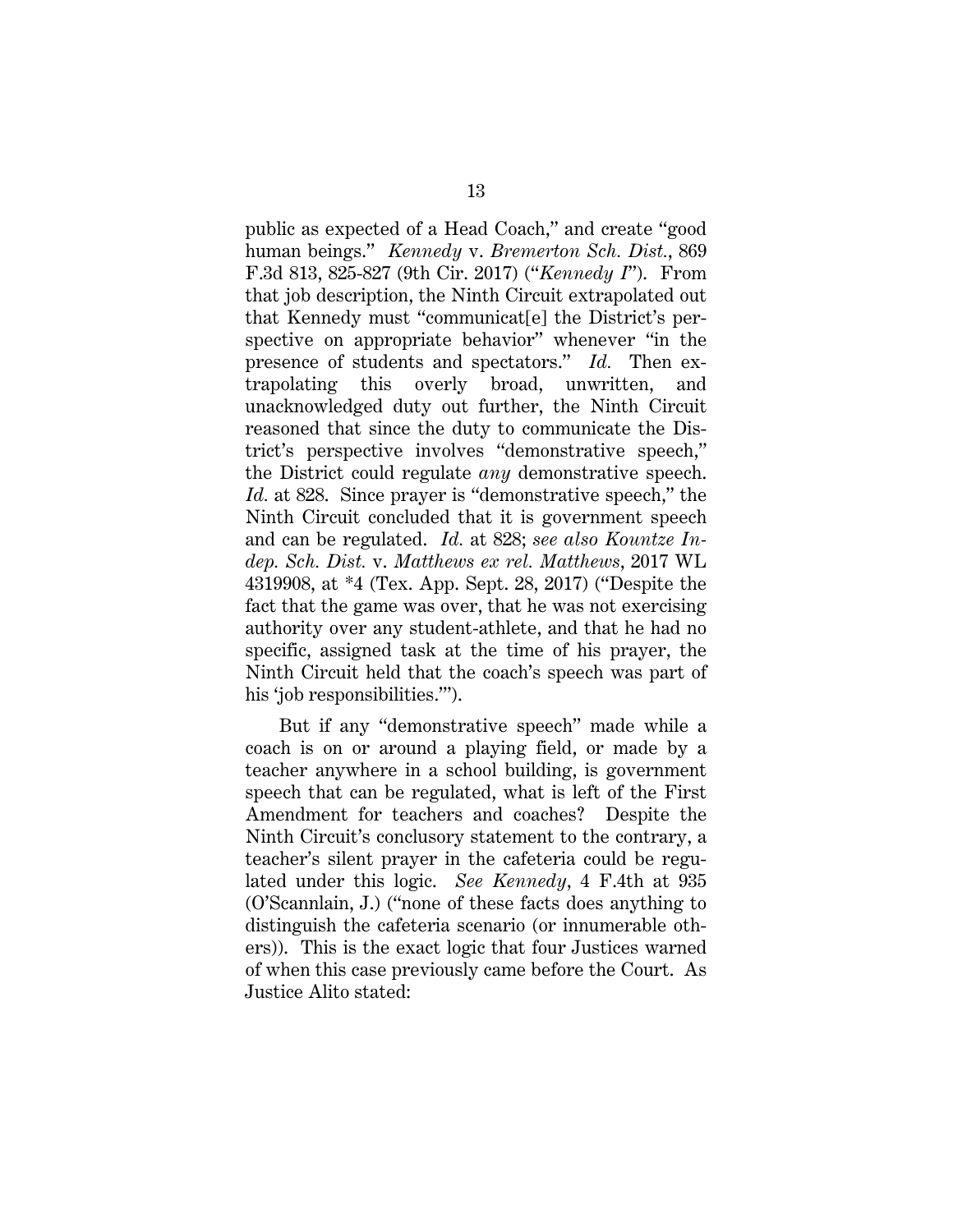public as expected of a Head Coach," and create "good human beings." *Kennedy* v. *Bremerton Sch. Dist.*, 869 F.3d 813, 825-827 (9th Cir. 2017) ("*Kennedy I*"). From that job description, the Ninth Circuit extrapolated out that Kennedy must "communicat[e] the District's perspective on appropriate behavior" whenever "in the presence of students and spectators." *Id.* Then extrapolating this overly broad, unwritten, and unacknowledged duty out further, the Ninth Circuit reasoned that since the duty to communicate the District's perspective involves "demonstrative speech," the District could regulate *any* demonstrative speech. *Id.* at 828. Since prayer is "demonstrative speech," the Ninth Circuit concluded that it is government speech and can be regulated. *Id.* at 828; *see also Kountze Indep. Sch. Dist.* v. *Matthews ex rel. Matthews*, 2017 WL 4319908, at *4 (Tex. App. Sept. 28, 2017) ("Despite the fact that the game was over, that he was not exercising authority over any student-athlete, and that he had no specific, assigned task at the time of his prayer, the Ninth Circuit held that the coach's speech was part of his 'job responsibilities.'").

But if any "demonstrative speech" made while a coach is on or around a playing field, or made by a teacher anywhere in a school building, is government speech that can be regulated, what is left of the First Amendment for teachers and coaches? Despite the Ninth Circuit's conclusory statement to the contrary, a teacher's silent prayer in the cafeteria could be regulated under this logic. *See Kennedy*, 4 F.4th at 935 (O'Scannlain, J.) ("none of these facts does anything to distinguish the cafeteria scenario (or innumerable others)). This is the exact logic that four Justices warned of when this case previously came before the Court. As Justice Alito stated: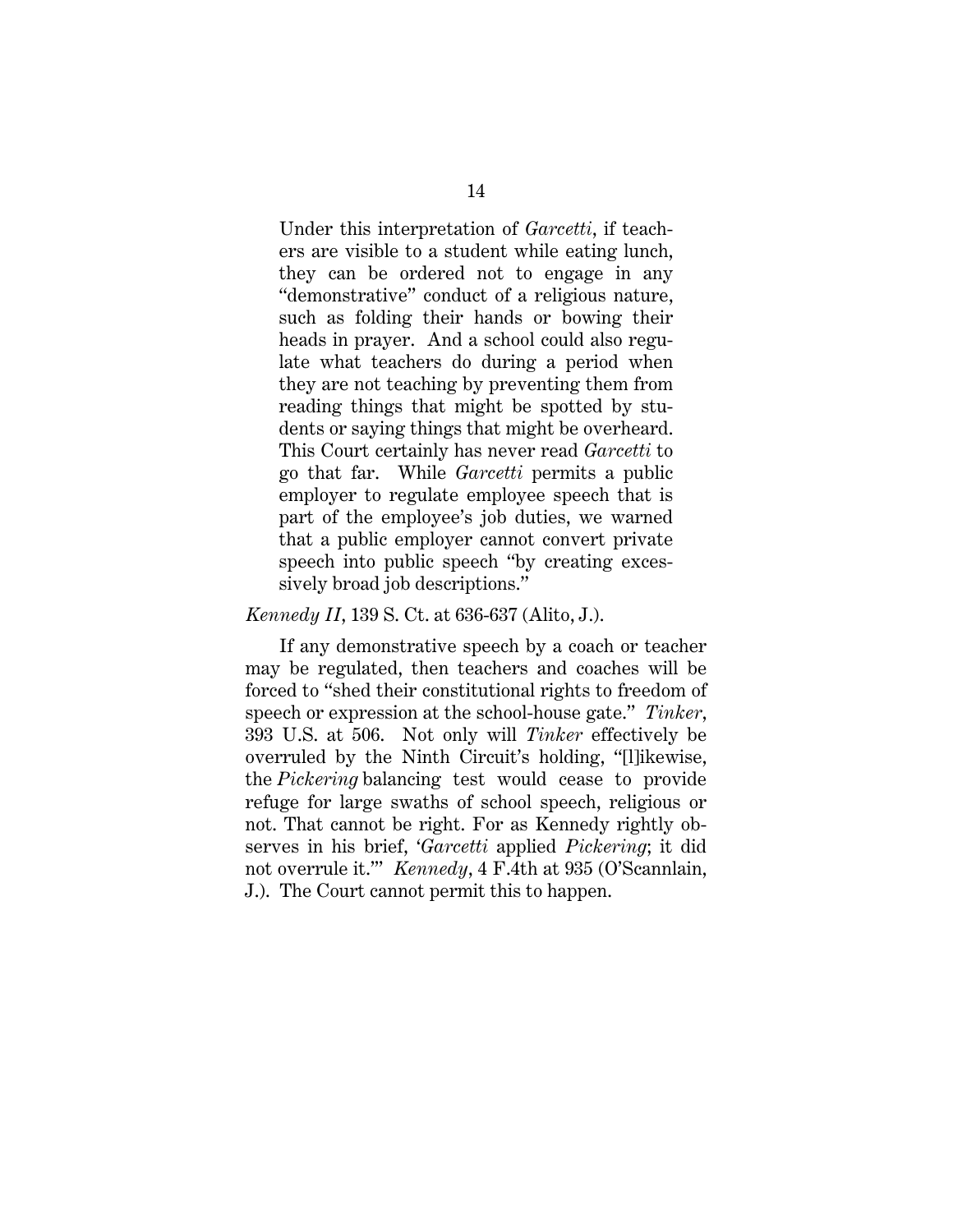> Under this interpretation of *Garcetti*, if teachers are visible to a student while eating lunch, they can be ordered not to engage in any "demonstrative" conduct of a religious nature, such as folding their hands or bowing their heads in prayer. And a school could also regulate what teachers do during a period when they are not teaching by preventing them from reading things that might be spotted by students or saying things that might be overheard. This Court certainly has never read *Garcetti* to go that far. While *Garcetti* permits a public employer to regulate employee speech that is part of the employee's job duties, we warned that a public employer cannot convert private speech into public speech "by creating excessively broad job descriptions."

*Kennedy II*, 139 S. Ct. at 636-637 (Alito, J.).

If any demonstrative speech by a coach or teacher may be regulated, then teachers and coaches will be forced to "shed their constitutional rights to freedom of speech or expression at the school-house gate." *Tinker*, 393 U.S. at 506. Not only will *Tinker* effectively be overruled by the Ninth Circuit's holding, "[l]ikewise, the *Pickering* balancing test would cease to provide refuge for large swaths of school speech, religious or not. That cannot be right. For as Kennedy rightly observes in his brief, '*Garcetti* applied *Pickering*; it did not overrule it.'" *Kennedy*, 4 F.4th at 935 (O'Scannlain, J.). The Court cannot permit this to happen.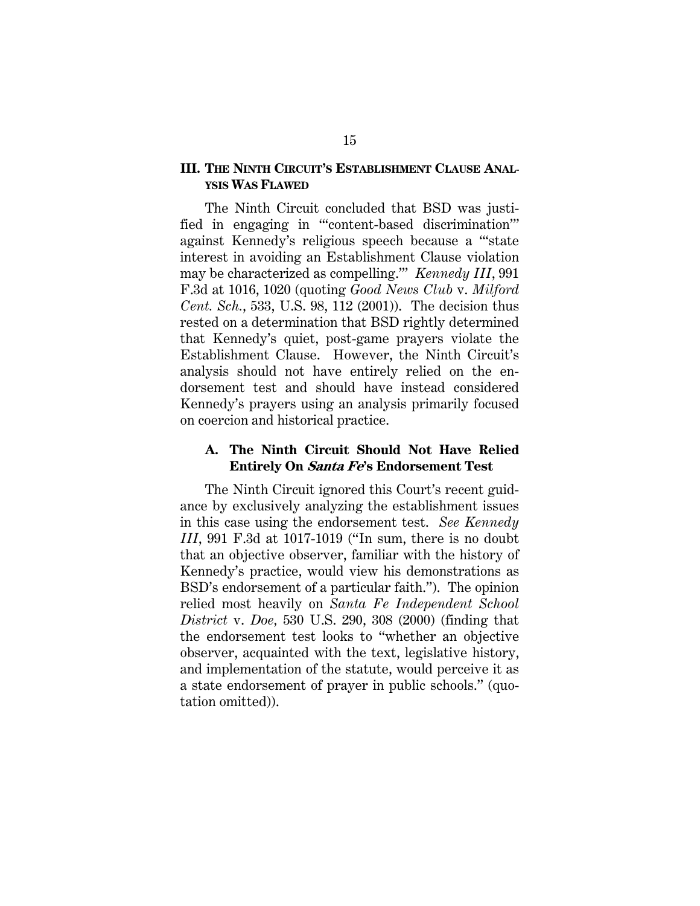## III. The Ninth Circuit's Establishment Clause Analysis Was Flawed

The Ninth Circuit concluded that BSD was justified in engaging in "'content-based discrimination'" against Kennedy's religious speech because a "'state interest in avoiding an Establishment Clause violation may be characterized as compelling.'" *Kennedy III*, 991 F.3d at 1016, 1020 (quoting *Good News Club* v. *Milford Cent. Sch.*, 533, U.S. 98, 112 (2001)). The decision thus rested on a determination that BSD rightly determined that Kennedy's quiet, post-game prayers violate the Establishment Clause. However, the Ninth Circuit's analysis should not have entirely relied on the endorsement test and should have instead considered Kennedy's prayers using an analysis primarily focused on coercion and historical practice.

### A. The Ninth Circuit Should Not Have Relied Entirely On *Santa Fe*'s Endorsement Test

The Ninth Circuit ignored this Court's recent guidance by exclusively analyzing the establishment issues in this case using the endorsement test. *See Kennedy III*, 991 F.3d at 1017-1019 ("In sum, there is no doubt that an objective observer, familiar with the history of Kennedy's practice, would view his demonstrations as BSD's endorsement of a particular faith."). The opinion relied most heavily on *Santa Fe Independent School District* v. *Doe*, 530 U.S. 290, 308 (2000) (finding that the endorsement test looks to "whether an objective observer, acquainted with the text, legislative history, and implementation of the statute, would perceive it as a state endorsement of prayer in public schools." (quotation omitted)).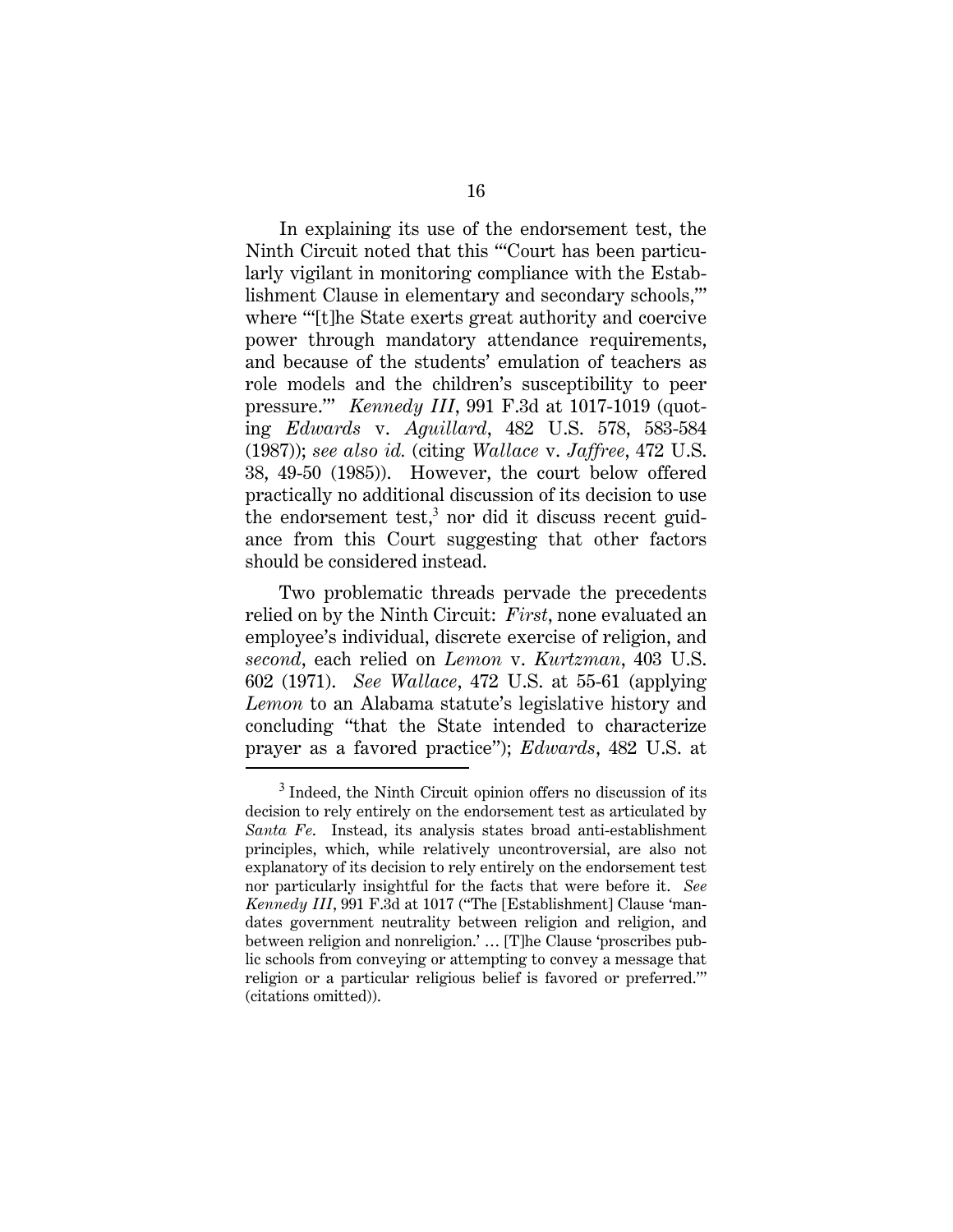In explaining its use of the endorsement test, the Ninth Circuit noted that this "'Court has been particularly vigilant in monitoring compliance with the Establishment Clause in elementary and secondary schools,'" where "'[t]he State exerts great authority and coercive power through mandatory attendance requirements, and because of the students' emulation of teachers as role models and the children's susceptibility to peer pressure.'" *Kennedy III*, 991 F.3d at 1017-1019 (quoting *Edwards* v. *Aguillard*, 482 U.S. 578, 583-584 (1987)); *see also id.* (citing *Wallace* v. *Jaffree*, 472 U.S. 38, 49-50 (1985)). However, the court below offered practically no additional discussion of its decision to use the endorsement test,[3] nor did it discuss recent guidance from this Court suggesting that other factors should be considered instead.

Two problematic threads pervade the precedents relied on by the Ninth Circuit: *First*, none evaluated an employee's individual, discrete exercise of religion, and *second*, each relied on *Lemon* v. *Kurtzman*, 403 U.S. 602 (1971). *See Wallace*, 472 U.S. at 55-61 (applying *Lemon* to an Alabama statute's legislative history and concluding "that the State intended to characterize prayer as a favored practice"); *Edwards*, 482 U.S. at

[3] Indeed, the Ninth Circuit opinion offers no discussion of its decision to rely entirely on the endorsement test as articulated by *Santa Fe*. Instead, its analysis states broad anti-establishment principles, which, while relatively uncontroversial, are also not explanatory of its decision to rely entirely on the endorsement test nor particularly insightful for the facts that were before it. *See Kennedy III*, 991 F.3d at 1017 ("The [Establishment] Clause 'mandates government neutrality between religion and religion, and between religion and nonreligion.' … [T]he Clause 'proscribes public schools from conveying or attempting to convey a message that religion or a particular religious belief is favored or preferred.'" (citations omitted)).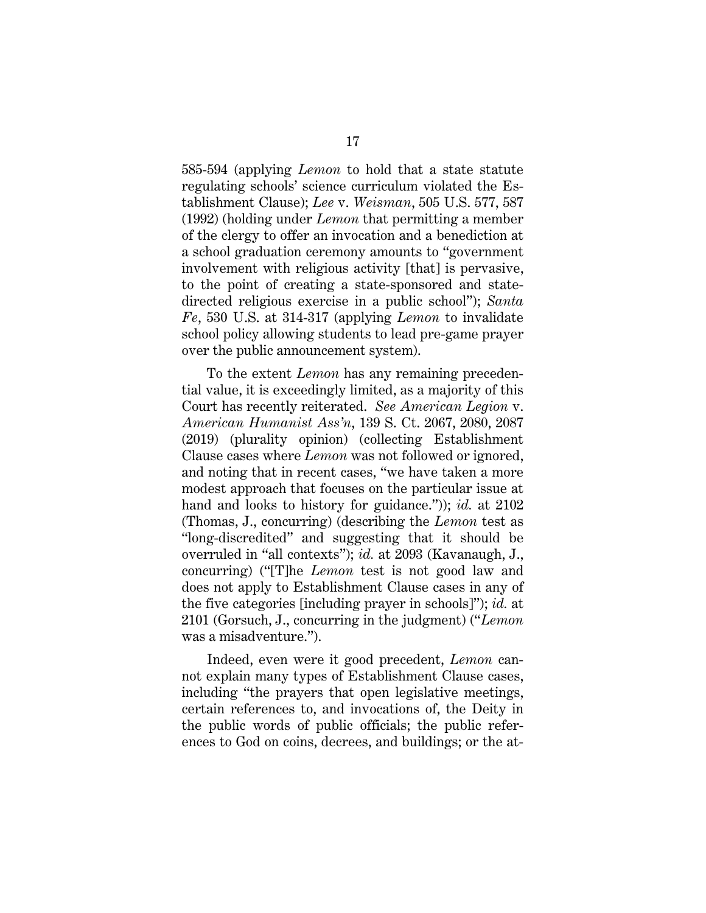585-594 (applying *Lemon* to hold that a state statute regulating schools' science curriculum violated the Establishment Clause); *Lee* v. *Weisman*, 505 U.S. 577, 587 (1992) (holding under *Lemon* that permitting a member of the clergy to offer an invocation and a benediction at a school graduation ceremony amounts to "government involvement with religious activity [that] is pervasive, to the point of creating a state-sponsored and state-directed religious exercise in a public school"); *Santa Fe*, 530 U.S. at 314-317 (applying *Lemon* to invalidate school policy allowing students to lead pre-game prayer over the public announcement system).

To the extent *Lemon* has any remaining precedential value, it is exceedingly limited, as a majority of this Court has recently reiterated. *See American Legion* v. *American Humanist Ass'n*, 139 S. Ct. 2067, 2080, 2087 (2019) (plurality opinion) (collecting Establishment Clause cases where *Lemon* was not followed or ignored, and noting that in recent cases, "we have taken a more modest approach that focuses on the particular issue at hand and looks to history for guidance.")); *id.* at 2102 (Thomas, J., concurring) (describing the *Lemon* test as "long-discredited" and suggesting that it should be overruled in "all contexts"); *id.* at 2093 (Kavanaugh, J., concurring) ("[T]he *Lemon* test is not good law and does not apply to Establishment Clause cases in any of the five categories [including prayer in schools]"); *id.* at 2101 (Gorsuch, J., concurring in the judgment) ("*Lemon* was a misadventure.").

Indeed, even were it good precedent, *Lemon* cannot explain many types of Establishment Clause cases, including "the prayers that open legislative meetings, certain references to, and invocations of, the Deity in the public words of public officials; the public references to God on coins, decrees, and buildings; or the at-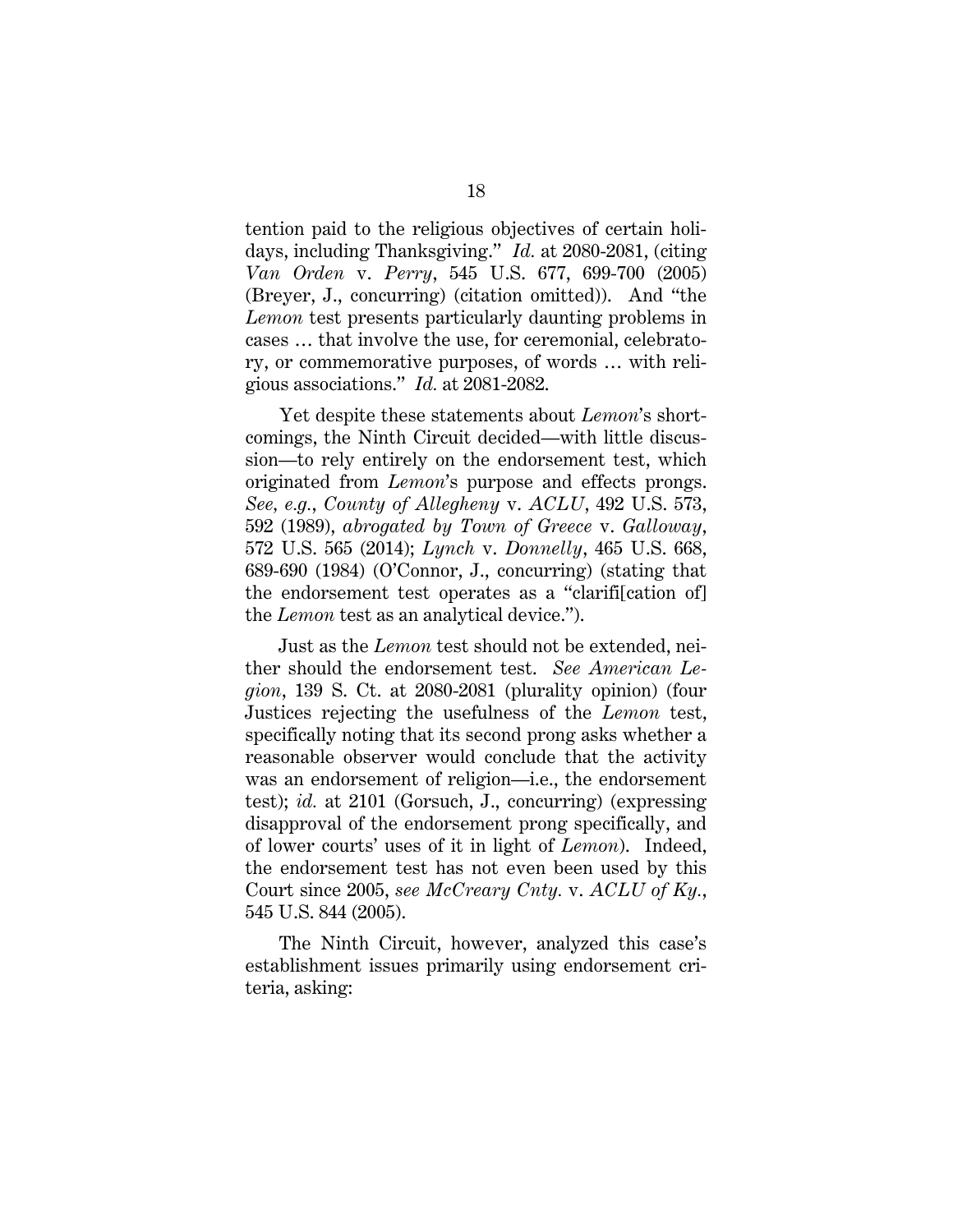tention paid to the religious objectives of certain holidays, including Thanksgiving." *Id.* at 2080-2081, (citing *Van Orden* v. *Perry*, 545 U.S. 677, 699-700 (2005) (Breyer, J., concurring) (citation omitted)). And "the *Lemon* test presents particularly daunting problems in cases … that involve the use, for ceremonial, celebratory, or commemorative purposes, of words … with religious associations." *Id.* at 2081-2082.

Yet despite these statements about *Lemon*'s shortcomings, the Ninth Circuit decided—with little discussion—to rely entirely on the endorsement test, which originated from *Lemon*'s purpose and effects prongs. *See, e.g.*, *County of Allegheny* v. *ACLU*, 492 U.S. 573, 592 (1989), *abrogated by Town of Greece* v. *Galloway*, 572 U.S. 565 (2014); *Lynch* v. *Donnelly*, 465 U.S. 668, 689-690 (1984) (O'Connor, J., concurring) (stating that the endorsement test operates as a "clarifi[cation of] the *Lemon* test as an analytical device.").

Just as the *Lemon* test should not be extended, neither should the endorsement test. *See American Legion*, 139 S. Ct. at 2080-2081 (plurality opinion) (four Justices rejecting the usefulness of the *Lemon* test, specifically noting that its second prong asks whether a reasonable observer would conclude that the activity was an endorsement of religion—i.e., the endorsement test); *id.* at 2101 (Gorsuch, J., concurring) (expressing disapproval of the endorsement prong specifically, and of lower courts' uses of it in light of *Lemon*). Indeed, the endorsement test has not even been used by this Court since 2005, *see McCreary Cnty.* v. *ACLU of Ky.*, 545 U.S. 844 (2005).

The Ninth Circuit, however, analyzed this case's establishment issues primarily using endorsement criteria, asking: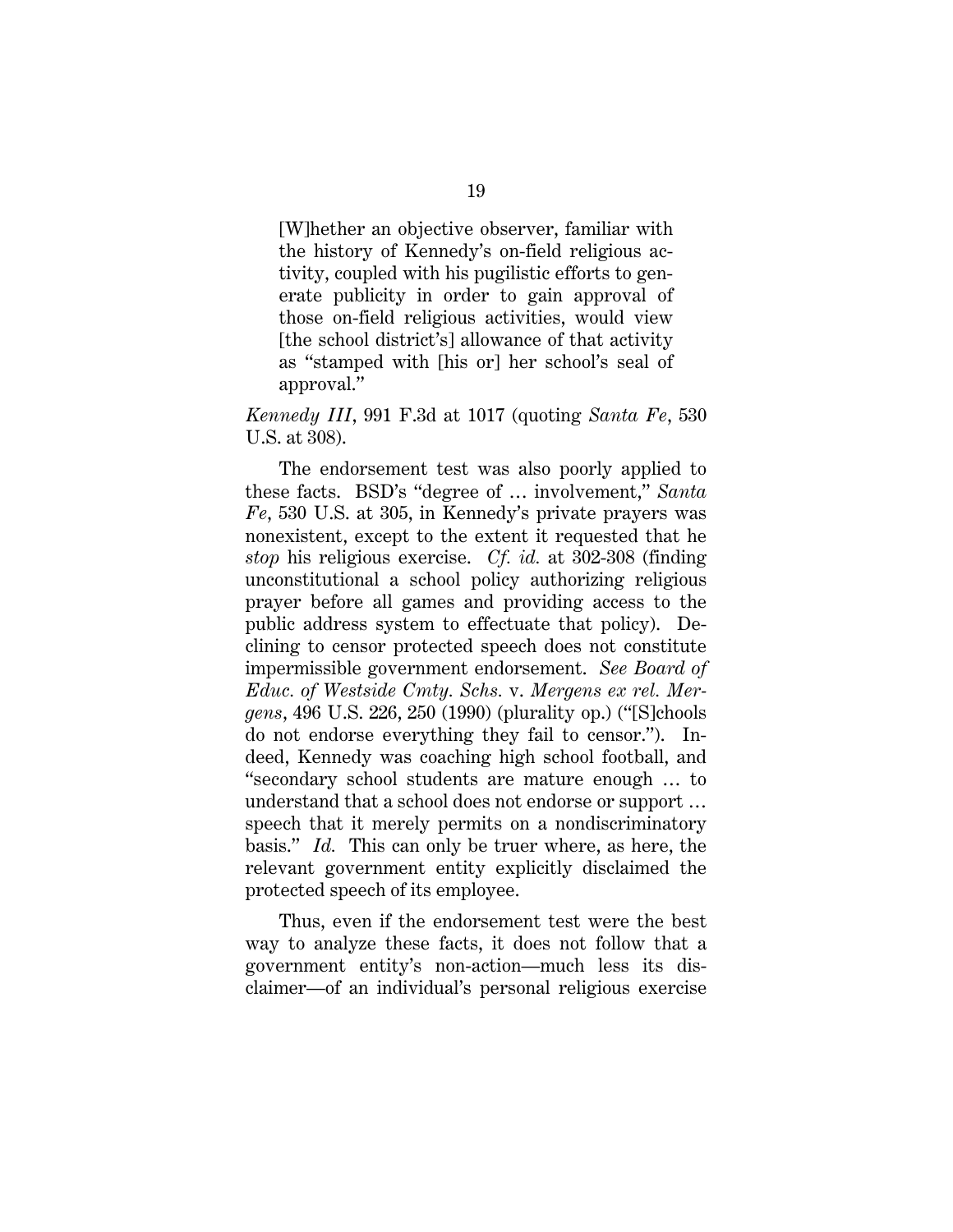> [W]hether an objective observer, familiar with the history of Kennedy's on-field religious activity, coupled with his pugilistic efforts to generate publicity in order to gain approval of those on-field religious activities, would view [the school district's] allowance of that activity as "stamped with [his or] her school's seal of approval."

*Kennedy III*, 991 F.3d at 1017 (quoting *Santa Fe*, 530 U.S. at 308).

The endorsement test was also poorly applied to these facts. BSD's "degree of … involvement," *Santa Fe*, 530 U.S. at 305, in Kennedy's private prayers was nonexistent, except to the extent it requested that he *stop* his religious exercise. *Cf. id.* at 302-308 (finding unconstitutional a school policy authorizing religious prayer before all games and providing access to the public address system to effectuate that policy). Declining to censor protected speech does not constitute impermissible government endorsement. *See Board of Educ. of Westside Cmty. Schs.* v. *Mergens ex rel. Mergens*, 496 U.S. 226, 250 (1990) (plurality op.) ("[S]chools do not endorse everything they fail to censor."). Indeed, Kennedy was coaching high school football, and "secondary school students are mature enough … to understand that a school does not endorse or support … speech that it merely permits on a nondiscriminatory basis." *Id.* This can only be truer where, as here, the relevant government entity explicitly disclaimed the protected speech of its employee.

Thus, even if the endorsement test were the best way to analyze these facts, it does not follow that a government entity's non-action—much less its disclaimer—of an individual's personal religious exercise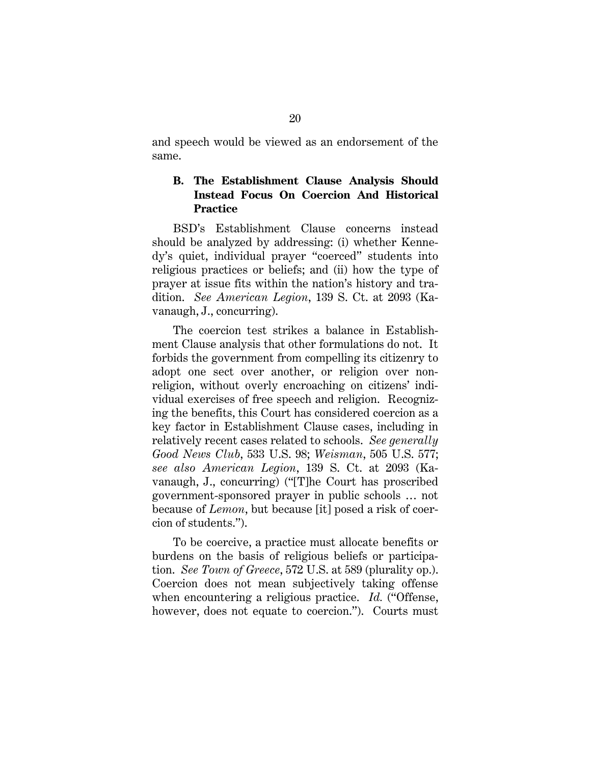and speech would be viewed as an endorsement of the same.

### B. The Establishment Clause Analysis Should Instead Focus On Coercion And Historical Practice

BSD's Establishment Clause concerns instead should be analyzed by addressing: (i) whether Kennedy's quiet, individual prayer "coerced" students into religious practices or beliefs; and (ii) how the type of prayer at issue fits within the nation's history and tradition. *See American Legion*, 139 S. Ct. at 2093 (Kavanaugh, J., concurring).

The coercion test strikes a balance in Establishment Clause analysis that other formulations do not. It forbids the government from compelling its citizenry to adopt one sect over another, or religion over non-religion, without overly encroaching on citizens' individual exercises of free speech and religion. Recognizing the benefits, this Court has considered coercion as a key factor in Establishment Clause cases, including in relatively recent cases related to schools. *See generally Good News Club*, 533 U.S. 98; *Weisman*, 505 U.S. 577; *see also American Legion*, 139 S. Ct. at 2093 (Kavanaugh, J., concurring) ("[T]he Court has proscribed government-sponsored prayer in public schools … not because of *Lemon*, but because [it] posed a risk of coercion of students.").

To be coercive, a practice must allocate benefits or burdens on the basis of religious beliefs or participation. *See Town of Greece*, 572 U.S. at 589 (plurality op.). Coercion does not mean subjectively taking offense when encountering a religious practice. *Id.* ("Offense, however, does not equate to coercion."). Courts must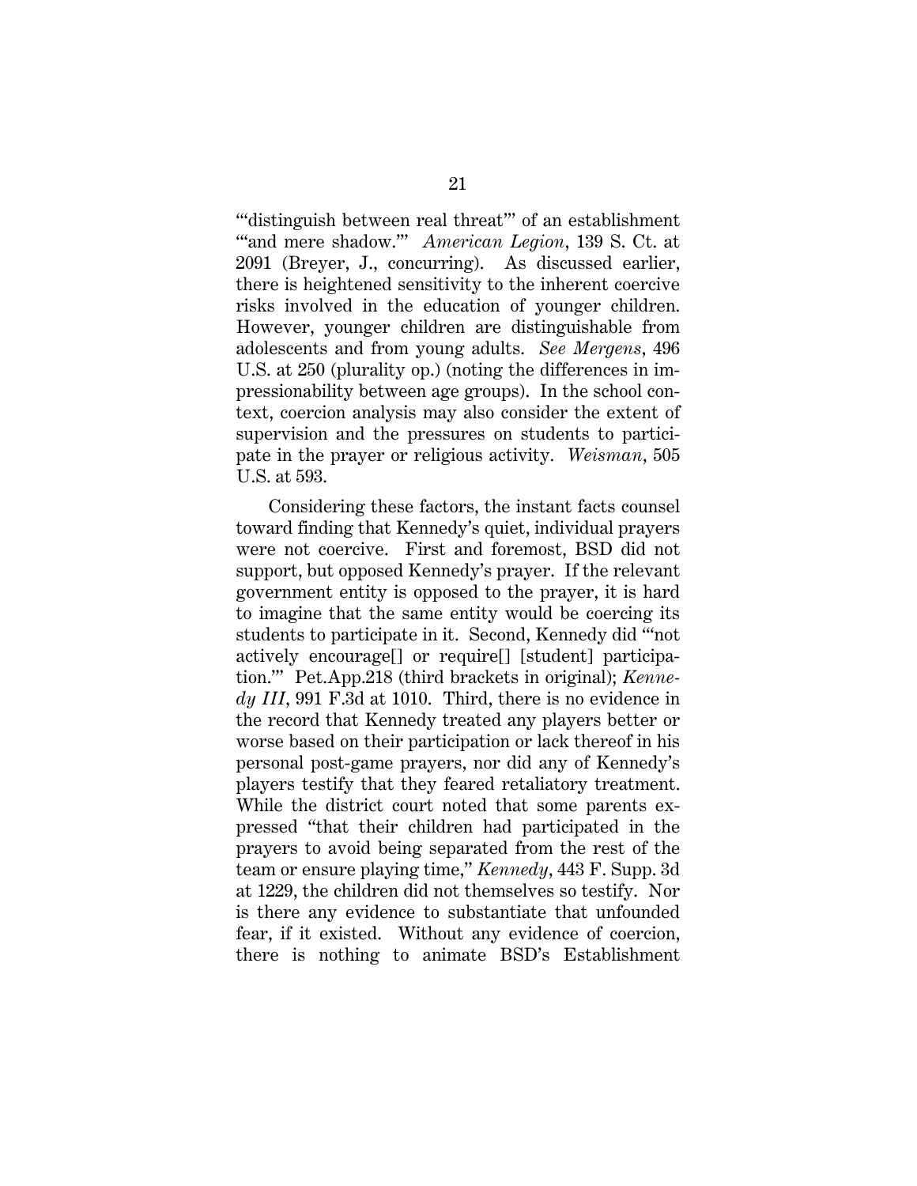'"distinguish between real threat"' of an establishment '"and mere shadow."' *American Legion*, 139 S. Ct. at 2091 (Breyer, J., concurring). As discussed earlier, there is heightened sensitivity to the inherent coercive risks involved in the education of younger children. However, younger children are distinguishable from adolescents and from young adults. *See Mergens*, 496 U.S. at 250 (plurality op.) (noting the differences in impressionability between age groups). In the school context, coercion analysis may also consider the extent of supervision and the pressures on students to participate in the prayer or religious activity. *Weisman*, 505 U.S. at 593.

Considering these factors, the instant facts counsel toward finding that Kennedy's quiet, individual prayers were not coercive. First and foremost, BSD did not support, but opposed Kennedy's prayer. If the relevant government entity is opposed to the prayer, it is hard to imagine that the same entity would be coercing its students to participate in it. Second, Kennedy did '"not actively encourage[] or require[] [student] participation."' Pet.App.218 (third brackets in original); *Kennedy III*, 991 F.3d at 1010. Third, there is no evidence in the record that Kennedy treated any players better or worse based on their participation or lack thereof in his personal post-game prayers, nor did any of Kennedy's players testify that they feared retaliatory treatment. While the district court noted that some parents expressed "that their children had participated in the prayers to avoid being separated from the rest of the team or ensure playing time," *Kennedy*, 443 F. Supp. 3d at 1229, the children did not themselves so testify. Nor is there any evidence to substantiate that unfounded fear, if it existed. Without any evidence of coercion, there is nothing to animate BSD's Establishment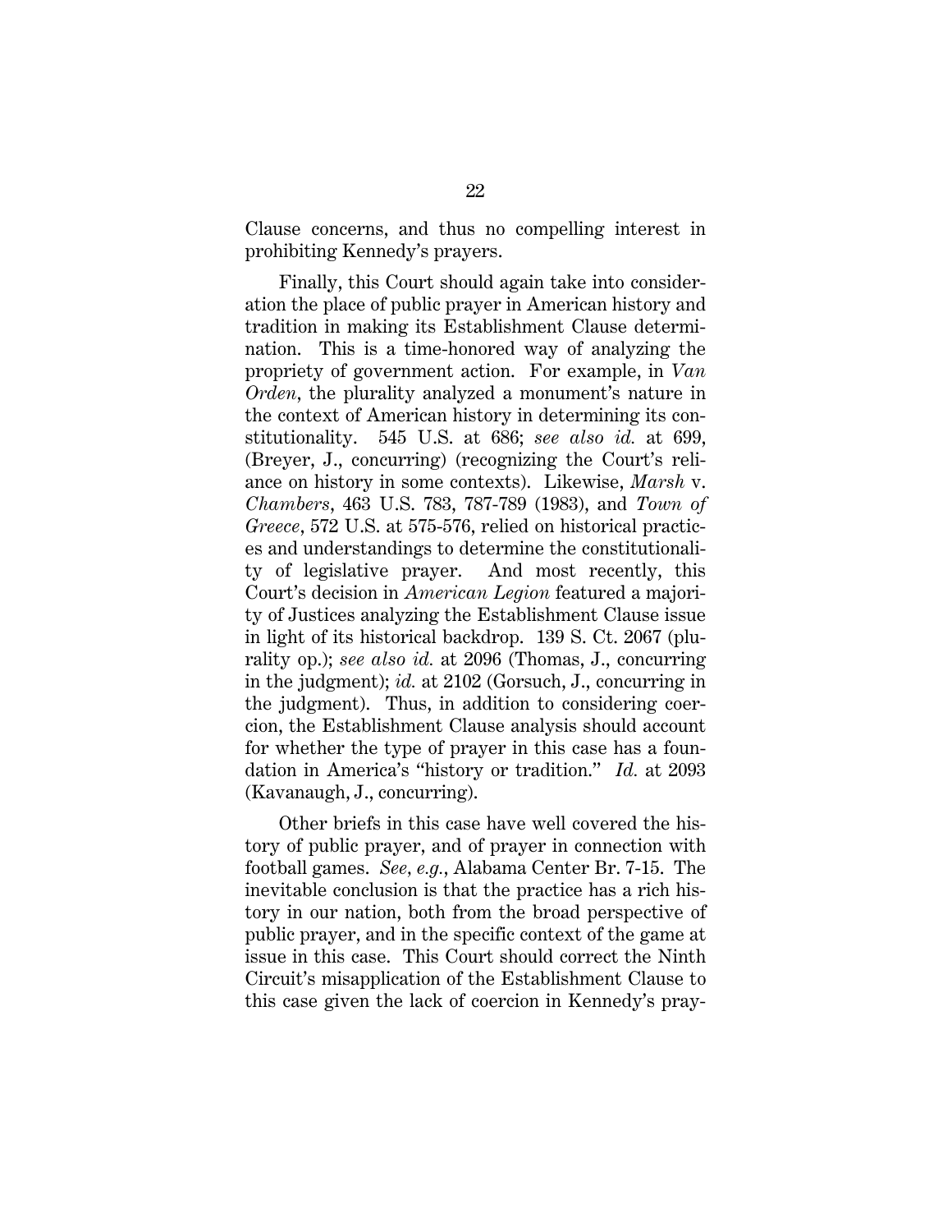Clause concerns, and thus no compelling interest in prohibiting Kennedy's prayers.

Finally, this Court should again take into consideration the place of public prayer in American history and tradition in making its Establishment Clause determination. This is a time-honored way of analyzing the propriety of government action. For example, in *Van Orden*, the plurality analyzed a monument's nature in the context of American history in determining its constitutionality. 545 U.S. at 686; *see also id.* at 699, (Breyer, J., concurring) (recognizing the Court's reliance on history in some contexts). Likewise, *Marsh* v. *Chambers*, 463 U.S. 783, 787-789 (1983), and *Town of Greece*, 572 U.S. at 575-576, relied on historical practices and understandings to determine the constitutionality of legislative prayer. And most recently, this Court's decision in *American Legion* featured a majority of Justices analyzing the Establishment Clause issue in light of its historical backdrop. 139 S. Ct. 2067 (plurality op.); *see also id.* at 2096 (Thomas, J., concurring in the judgment); *id.* at 2102 (Gorsuch, J., concurring in the judgment). Thus, in addition to considering coercion, the Establishment Clause analysis should account for whether the type of prayer in this case has a foundation in America's "history or tradition." *Id.* at 2093 (Kavanaugh, J., concurring).

Other briefs in this case have well covered the history of public prayer, and of prayer in connection with football games. *See, e.g.*, Alabama Center Br. 7-15. The inevitable conclusion is that the practice has a rich history in our nation, both from the broad perspective of public prayer, and in the specific context of the game at issue in this case. This Court should correct the Ninth Circuit's misapplication of the Establishment Clause to this case given the lack of coercion in Kennedy's pray-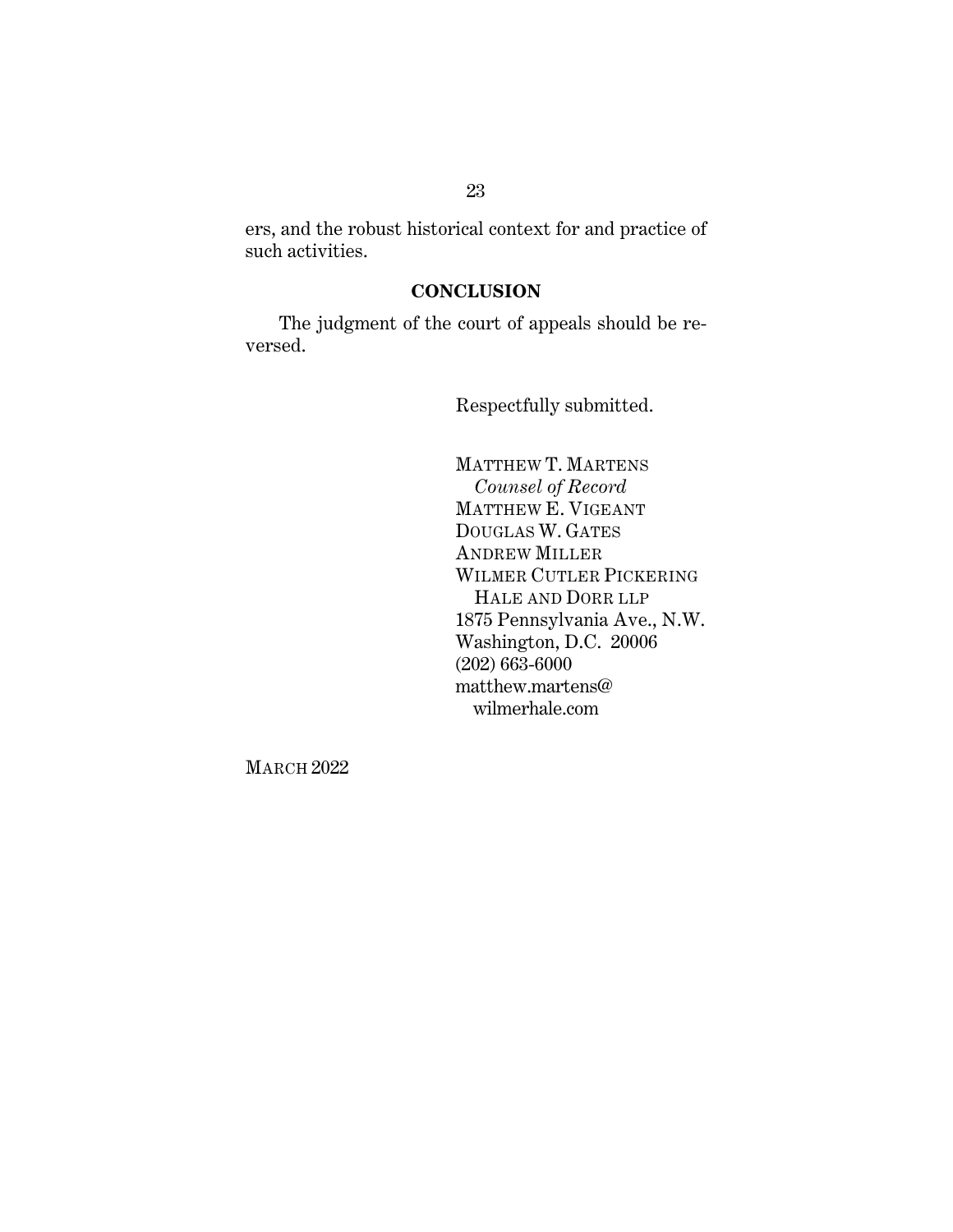ers, and the robust historical context for and practice of such activities.

## CONCLUSION

The judgment of the court of appeals should be reversed.

Respectfully submitted.

MATTHEW T. MARTENS
*Counsel of Record*
MATTHEW E. VIGEANT
DOUGLAS W. GATES
ANDREW MILLER
WILMER CUTLER PICKERING
HALE AND DORR LLP
1875 Pennsylvania Ave., N.W.
Washington, D.C. 20006
(202) 663-6000
matthew.martens@
wilmerhale.com

MARCH 2022